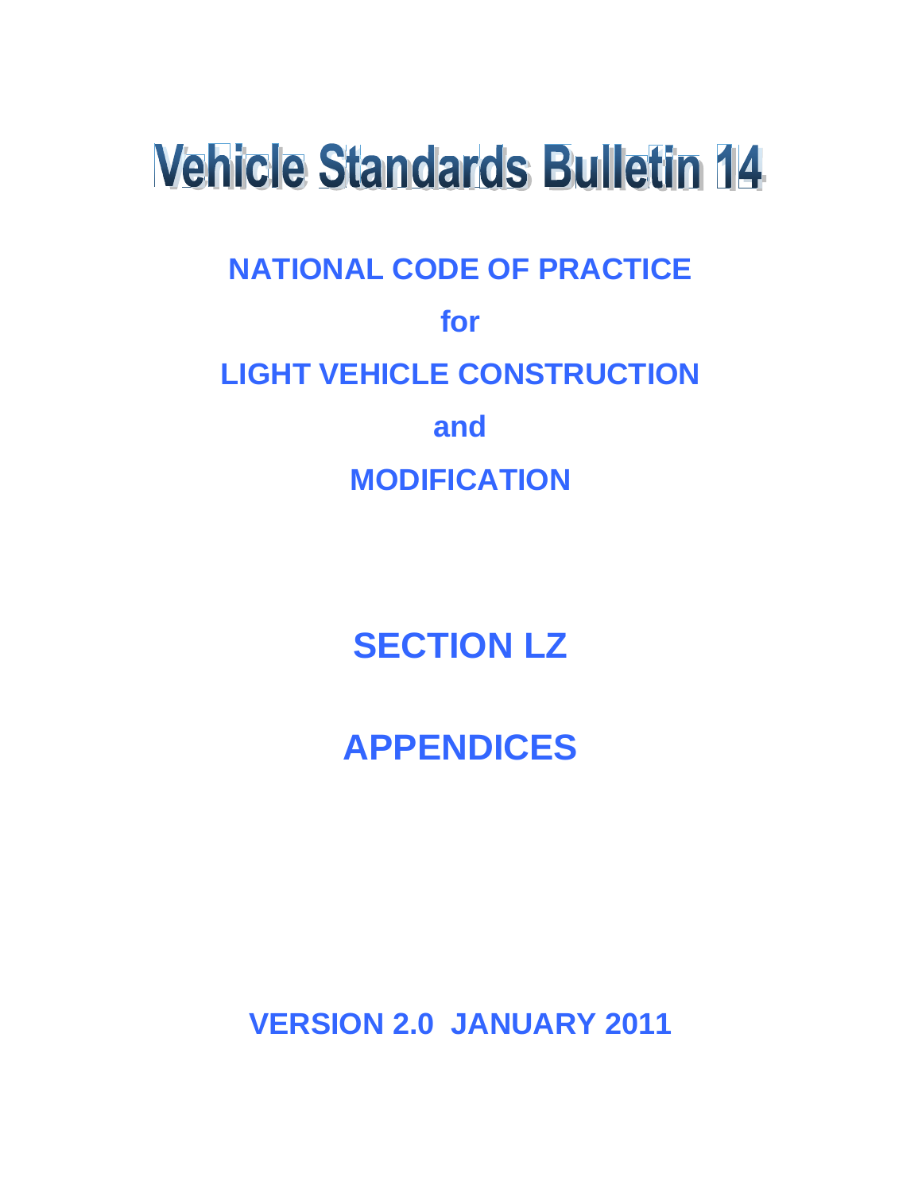# Vehicle Standards Bulletin 14

## NATIONAL CODE OF PRACTICE

## for

## LIGHT VEHICLE CONSTRUCTION

## and

## MODIFICATION

# SECTION LZ

# APPENDICES

**VERSION 2.0 JANUARY 2011**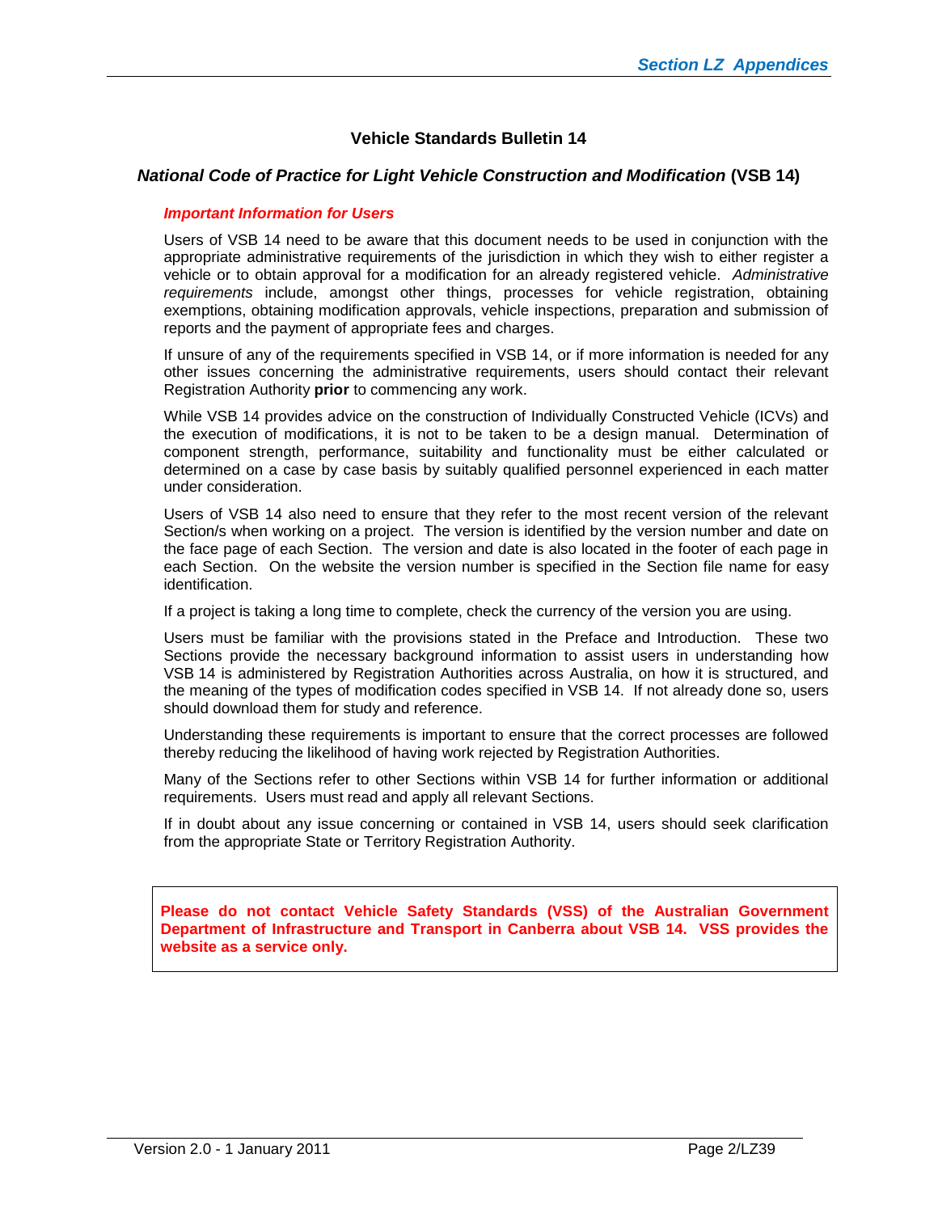## Vehicle Standards Bulletin 14

### *National Code of Practice for Light Vehicle Construction and Modification* (VSB 14)

***Important Information for Users***

Users of VSB 14 need to be aware that this document needs to be used in conjunction with the appropriate administrative requirements of the jurisdiction in which they wish to either register a vehicle or to obtain approval for a modification for an already registered vehicle. *Administrative requirements* include, amongst other things, processes for vehicle registration, obtaining exemptions, obtaining modification approvals, vehicle inspections, preparation and submission of reports and the payment of appropriate fees and charges.

If unsure of any of the requirements specified in VSB 14, or if more information is needed for any other issues concerning the administrative requirements, users should contact their relevant Registration Authority **prior** to commencing any work.

While VSB 14 provides advice on the construction of Individually Constructed Vehicle (ICVs) and the execution of modifications, it is not to be taken to be a design manual. Determination of component strength, performance, suitability and functionality must be either calculated or determined on a case by case basis by suitably qualified personnel experienced in each matter under consideration.

Users of VSB 14 also need to ensure that they refer to the most recent version of the relevant Section/s when working on a project. The version is identified by the version number and date on the face page of each Section. The version and date is also located in the footer of each page in each Section. On the website the version number is specified in the Section file name for easy identification.

If a project is taking a long time to complete, check the currency of the version you are using.

Users must be familiar with the provisions stated in the Preface and Introduction. These two Sections provide the necessary background information to assist users in understanding how VSB 14 is administered by Registration Authorities across Australia, on how it is structured, and the meaning of the types of modification codes specified in VSB 14. If not already done so, users should download them for study and reference.

Understanding these requirements is important to ensure that the correct processes are followed thereby reducing the likelihood of having work rejected by Registration Authorities.

Many of the Sections refer to other Sections within VSB 14 for further information or additional requirements. Users must read and apply all relevant Sections.

If in doubt about any issue concerning or contained in VSB 14, users should seek clarification from the appropriate State or Territory Registration Authority.

**Please do not contact Vehicle Safety Standards (VSS) of the Australian Government Department of Infrastructure and Transport in Canberra about VSB 14. VSS provides the website as a service only.**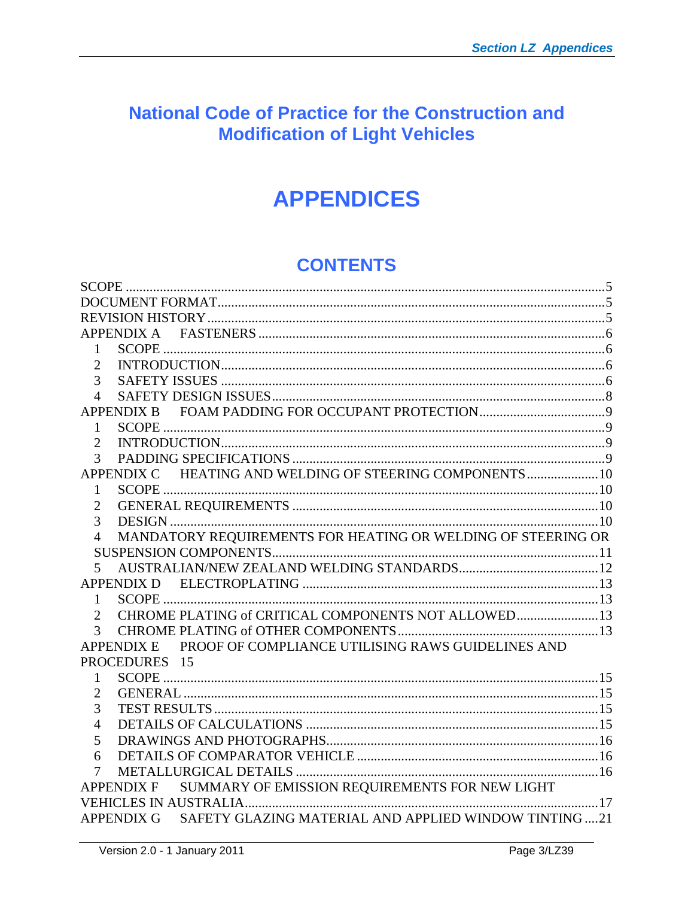# National Code of Practice for the Construction and Modification of Light Vehicles

# APPENDICES

## CONTENTS

SCOPE ........................................................................................................................5
DOCUMENT FORMAT.................................................................................................5
REVISION HISTORY ...................................................................................................5
APPENDIX A FASTENERS ...........................................................................................6
1 SCOPE ........................................................................................................................6
2 INTRODUCTION.........................................................................................................6
3 SAFETY ISSUES .........................................................................................................6
4 SAFETY DESIGN ISSUES...........................................................................................8
APPENDIX B FOAM PADDING FOR OCCUPANT PROTECTION.............................9
1 SCOPE ........................................................................................................................9
2 INTRODUCTION.........................................................................................................9
3 PADDING SPECIFICATIONS .....................................................................................9
APPENDIX C HEATING AND WELDING OF STEERING COMPONENTS ...............10
1 SCOPE ......................................................................................................................10
2 GENERAL REQUIREMENTS ...................................................................................10
3 DESIGN ....................................................................................................................10
4 MANDATORY REQUIREMENTS FOR HEATING OR WELDING OF STEERING OR SUSPENSION COMPONENTS..................................................................................11
5 AUSTRALIAN/NEW ZEALAND WELDING STANDARDS.........................................12
APPENDIX D ELECTROPLATING ............................................................................13
1 SCOPE ......................................................................................................................13
2 CHROME PLATING of CRITICAL COMPONENTS NOT ALLOWED........................13
3 CHROME PLATING of OTHER COMPONENTS........................................................13
APPENDIX E PROOF OF COMPLIANCE UTILISING RAWS GUIDELINES AND PROCEDURES 15
1 SCOPE ......................................................................................................................15
2 GENERAL .................................................................................................................15
3 TEST RESULTS.........................................................................................................15
4 DETAILS OF CALCULATIONS .................................................................................15
5 DRAWINGS AND PHOTOGRAPHS...........................................................................16
6 DETAILS OF COMPARATOR VEHICLE ...................................................................16
7 METALLURGICAL DETAILS ....................................................................................16
APPENDIX F SUMMARY OF EMISSION REQUIREMENTS FOR NEW LIGHT VEHICLES IN AUSTRALIA.........................................................................................17
APPENDIX G SAFETY GLAZING MATERIAL AND APPLIED WINDOW TINTING ....21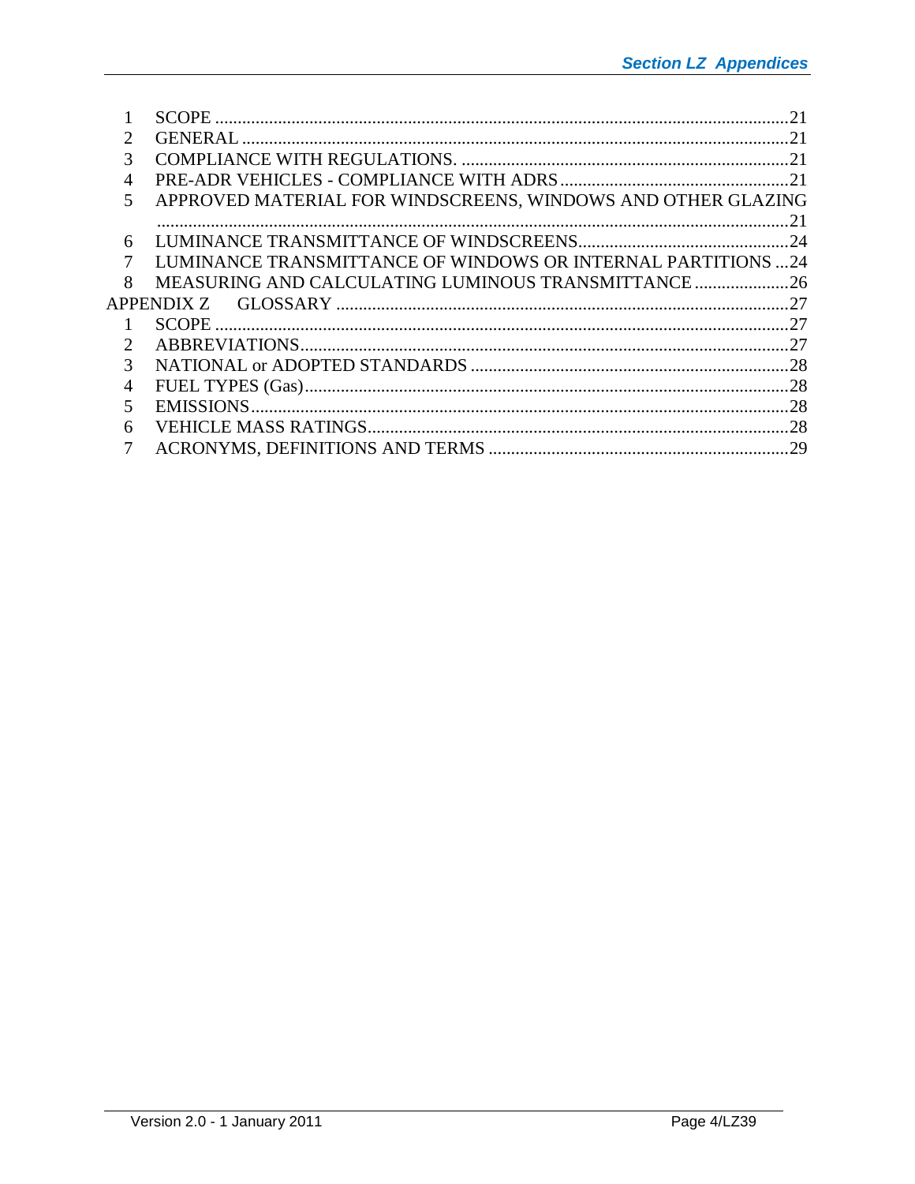1 SCOPE ........................................................................................................................21
2 GENERAL ..................................................................................................................21
3 COMPLIANCE WITH REGULATIONS. .........................................................................21
4 PRE-ADR VEHICLES - COMPLIANCE WITH ADRS ...................................................21
5 APPROVED MATERIAL FOR WINDSCREENS, WINDOWS AND OTHER GLAZING ..............................................................................................................................21
6 LUMINANCE TRANSMITTANCE OF WINDSCREENS...............................................24
7 LUMINANCE TRANSMITTANCE OF WINDOWS OR INTERNAL PARTITIONS ...24
8 MEASURING AND CALCULATING LUMINOUS TRANSMITTANCE .....................26

APPENDIX Z GLOSSARY .....................................................................................................27

1 SCOPE ........................................................................................................................27
2 ABBREVIATIONS.........................................................................................................27
3 NATIONAL or ADOPTED STANDARDS .......................................................................28
4 FUEL TYPES (Gas)........................................................................................................28
5 EMISSIONS...................................................................................................................28
6 VEHICLE MASS RATINGS............................................................................................28
7 ACRONYMS, DEFINITIONS AND TERMS ...................................................................29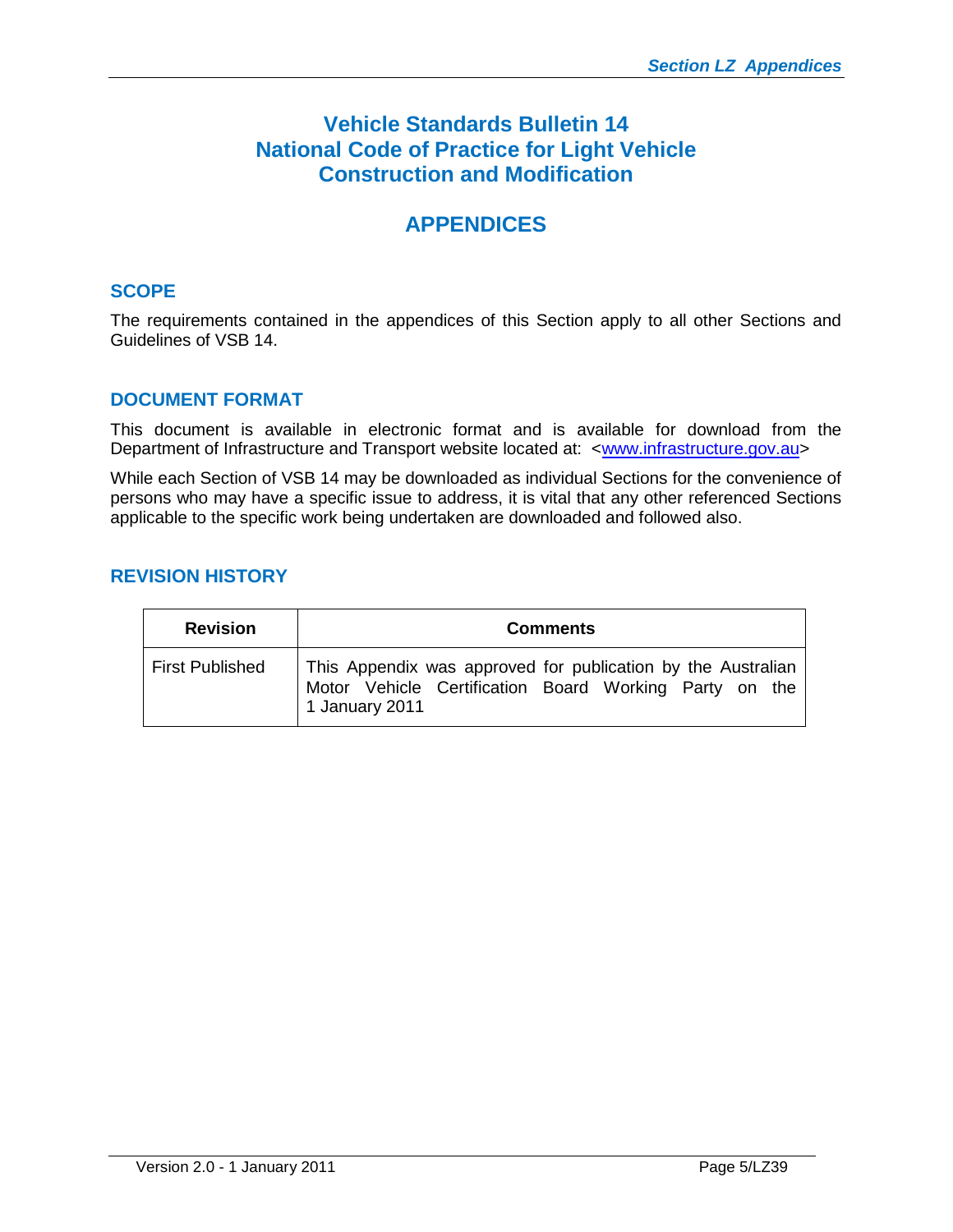# Vehicle Standards Bulletin 14
# National Code of Practice for Light Vehicle Construction and Modification

# APPENDICES

## SCOPE

The requirements contained in the appendices of this Section apply to all other Sections and Guidelines of VSB 14.

## DOCUMENT FORMAT

This document is available in electronic format and is available for download from the Department of Infrastructure and Transport website located at: <www.infrastructure.gov.au>

While each Section of VSB 14 may be downloaded as individual Sections for the convenience of persons who may have a specific issue to address, it is vital that any other referenced Sections applicable to the specific work being undertaken are downloaded and followed also.

## REVISION HISTORY

| Revision | Comments |
|---|---|
| First Published | This Appendix was approved for publication by the Australian Motor Vehicle Certification Board Working Party on the 1 January 2011 |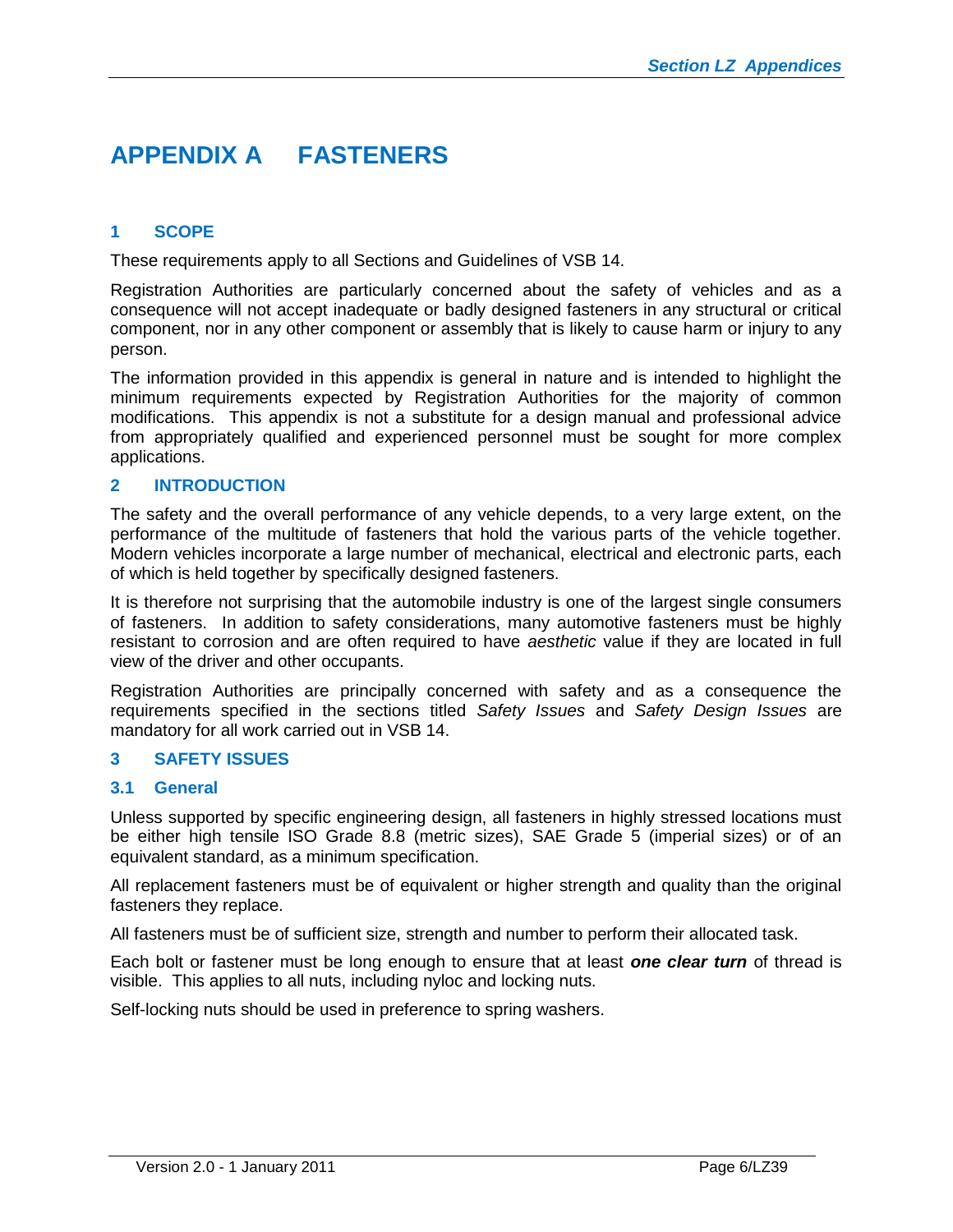# APPENDIX A FASTENERS

## 1 SCOPE

These requirements apply to all Sections and Guidelines of VSB 14.

Registration Authorities are particularly concerned about the safety of vehicles and as a consequence will not accept inadequate or badly designed fasteners in any structural or critical component, nor in any other component or assembly that is likely to cause harm or injury to any person.

The information provided in this appendix is general in nature and is intended to highlight the minimum requirements expected by Registration Authorities for the majority of common modifications. This appendix is not a substitute for a design manual and professional advice from appropriately qualified and experienced personnel must be sought for more complex applications.

## 2 INTRODUCTION

The safety and the overall performance of any vehicle depends, to a very large extent, on the performance of the multitude of fasteners that hold the various parts of the vehicle together. Modern vehicles incorporate a large number of mechanical, electrical and electronic parts, each of which is held together by specifically designed fasteners.

It is therefore not surprising that the automobile industry is one of the largest single consumers of fasteners. In addition to safety considerations, many automotive fasteners must be highly resistant to corrosion and are often required to have *aesthetic* value if they are located in full view of the driver and other occupants.

Registration Authorities are principally concerned with safety and as a consequence the requirements specified in the sections titled *Safety Issues* and *Safety Design Issues* are mandatory for all work carried out in VSB 14.

## 3 SAFETY ISSUES

### 3.1 General

Unless supported by specific engineering design, all fasteners in highly stressed locations must be either high tensile ISO Grade 8.8 (metric sizes), SAE Grade 5 (imperial sizes) or of an equivalent standard, as a minimum specification.

All replacement fasteners must be of equivalent or higher strength and quality than the original fasteners they replace.

All fasteners must be of sufficient size, strength and number to perform their allocated task.

Each bolt or fastener must be long enough to ensure that at least ***one clear turn*** of thread is visible. This applies to all nuts, including nyloc and locking nuts.

Self-locking nuts should be used in preference to spring washers.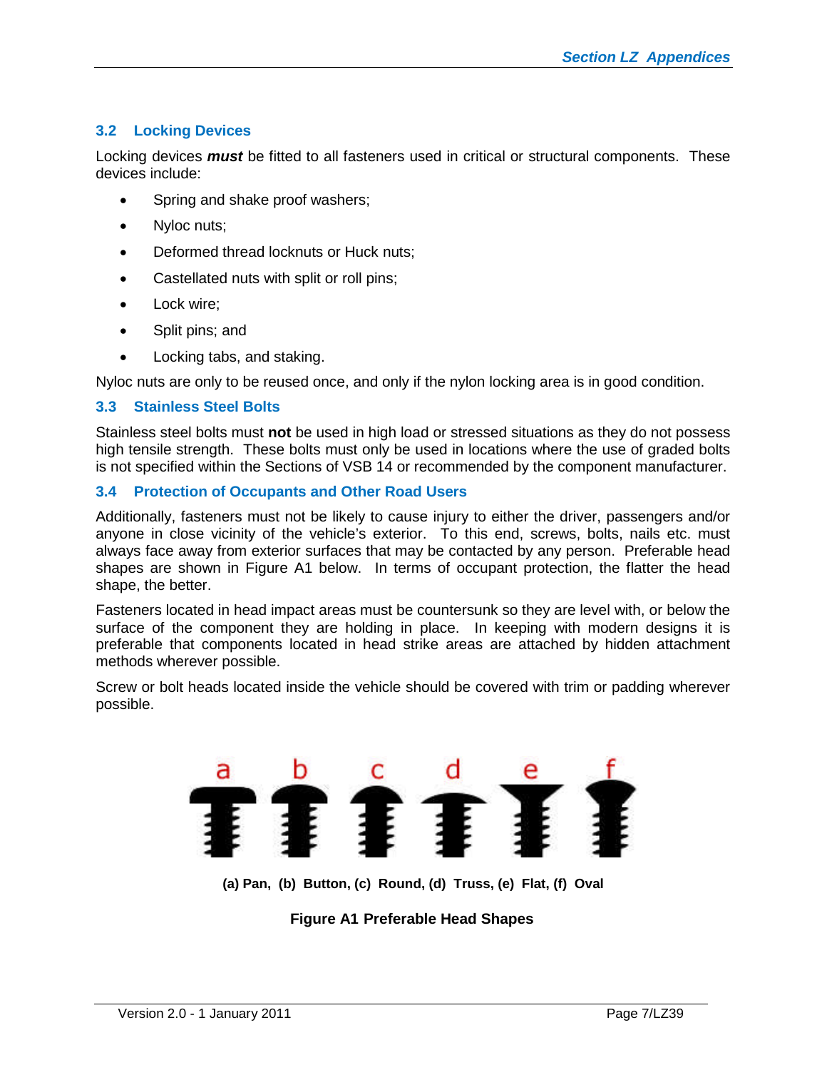### 3.2 Locking Devices

Locking devices ***must*** be fitted to all fasteners used in critical or structural components. These devices include:

- Spring and shake proof washers;
- Nyloc nuts;
- Deformed thread locknuts or Huck nuts;
- Castellated nuts with split or roll pins;
- Lock wire;
- Split pins; and
- Locking tabs, and staking.

Nyloc nuts are only to be reused once, and only if the nylon locking area is in good condition.

### 3.3 Stainless Steel Bolts

Stainless steel bolts must **not** be used in high load or stressed situations as they do not possess high tensile strength. These bolts must only be used in locations where the use of graded bolts is not specified within the Sections of VSB 14 or recommended by the component manufacturer.

### 3.4 Protection of Occupants and Other Road Users

Additionally, fasteners must not be likely to cause injury to either the driver, passengers and/or anyone in close vicinity of the vehicle's exterior. To this end, screws, bolts, nails etc. must always face away from exterior surfaces that may be contacted by any person. Preferable head shapes are shown in Figure A1 below. In terms of occupant protection, the flatter the head shape, the better.

Fasteners located in head impact areas must be countersunk so they are level with, or below the surface of the component they are holding in place. In keeping with modern designs it is preferable that components located in head strike areas are attached by hidden attachment methods wherever possible.

Screw or bolt heads located inside the vehicle should be covered with trim or padding wherever possible.

a b c d e f

**(a) Pan, (b) Button, (c) Round, (d) Truss, (e) Flat, (f) Oval**

**Figure A1 Preferable Head Shapes**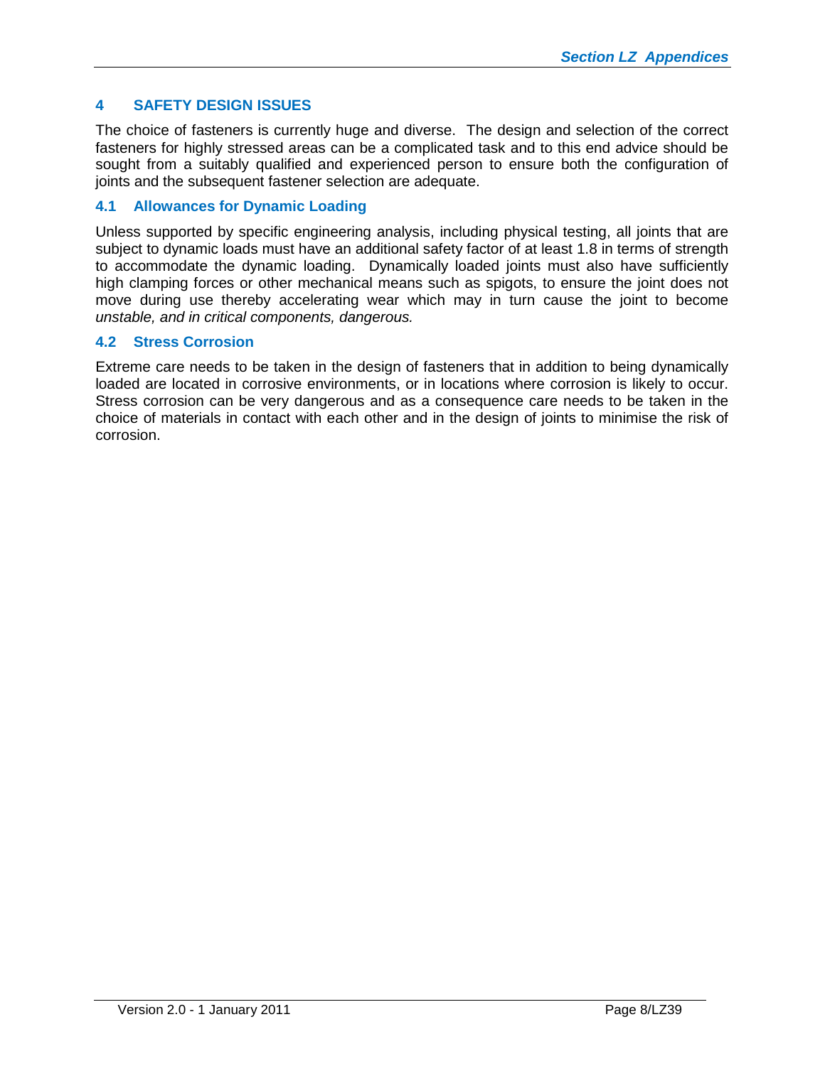## 4 SAFETY DESIGN ISSUES

The choice of fasteners is currently huge and diverse. The design and selection of the correct fasteners for highly stressed areas can be a complicated task and to this end advice should be sought from a suitably qualified and experienced person to ensure both the configuration of joints and the subsequent fastener selection are adequate.

### 4.1 Allowances for Dynamic Loading

Unless supported by specific engineering analysis, including physical testing, all joints that are subject to dynamic loads must have an additional safety factor of at least 1.8 in terms of strength to accommodate the dynamic loading. Dynamically loaded joints must also have sufficiently high clamping forces or other mechanical means such as spigots, to ensure the joint does not move during use thereby accelerating wear which may in turn cause the joint to become *unstable, and in critical components, dangerous.*

### 4.2 Stress Corrosion

Extreme care needs to be taken in the design of fasteners that in addition to being dynamically loaded are located in corrosive environments, or in locations where corrosion is likely to occur. Stress corrosion can be very dangerous and as a consequence care needs to be taken in the choice of materials in contact with each other and in the design of joints to minimise the risk of corrosion.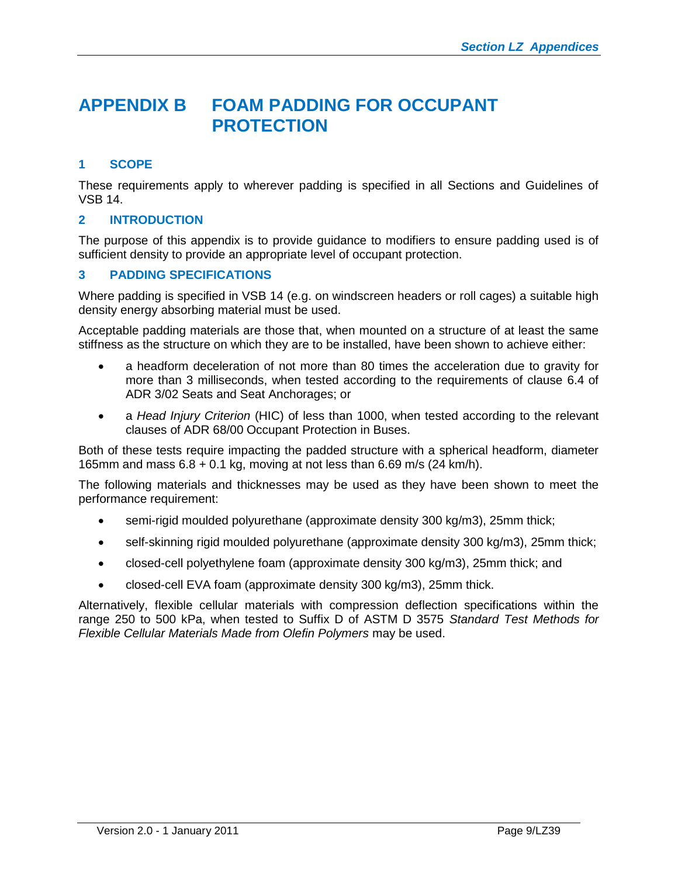# APPENDIX B FOAM PADDING FOR OCCUPANT PROTECTION

## 1 SCOPE

These requirements apply to wherever padding is specified in all Sections and Guidelines of VSB 14.

## 2 INTRODUCTION

The purpose of this appendix is to provide guidance to modifiers to ensure padding used is of sufficient density to provide an appropriate level of occupant protection.

## 3 PADDING SPECIFICATIONS

Where padding is specified in VSB 14 (e.g. on windscreen headers or roll cages) a suitable high density energy absorbing material must be used.

Acceptable padding materials are those that, when mounted on a structure of at least the same stiffness as the structure on which they are to be installed, have been shown to achieve either:

- a headform deceleration of not more than 80 times the acceleration due to gravity for more than 3 milliseconds, when tested according to the requirements of clause 6.4 of ADR 3/02 Seats and Seat Anchorages; or
- a *Head Injury Criterion* (HIC) of less than 1000, when tested according to the relevant clauses of ADR 68/00 Occupant Protection in Buses.

Both of these tests require impacting the padded structure with a spherical headform, diameter 165mm and mass 6.8 + 0.1 kg, moving at not less than 6.69 m/s (24 km/h).

The following materials and thicknesses may be used as they have been shown to meet the performance requirement:

- semi-rigid moulded polyurethane (approximate density 300 kg/m3), 25mm thick;
- self-skinning rigid moulded polyurethane (approximate density 300 kg/m3), 25mm thick;
- closed-cell polyethylene foam (approximate density 300 kg/m3), 25mm thick; and
- closed-cell EVA foam (approximate density 300 kg/m3), 25mm thick.

Alternatively, flexible cellular materials with compression deflection specifications within the range 250 to 500 kPa, when tested to Suffix D of ASTM D 3575 *Standard Test Methods for Flexible Cellular Materials Made from Olefin Polymers* may be used.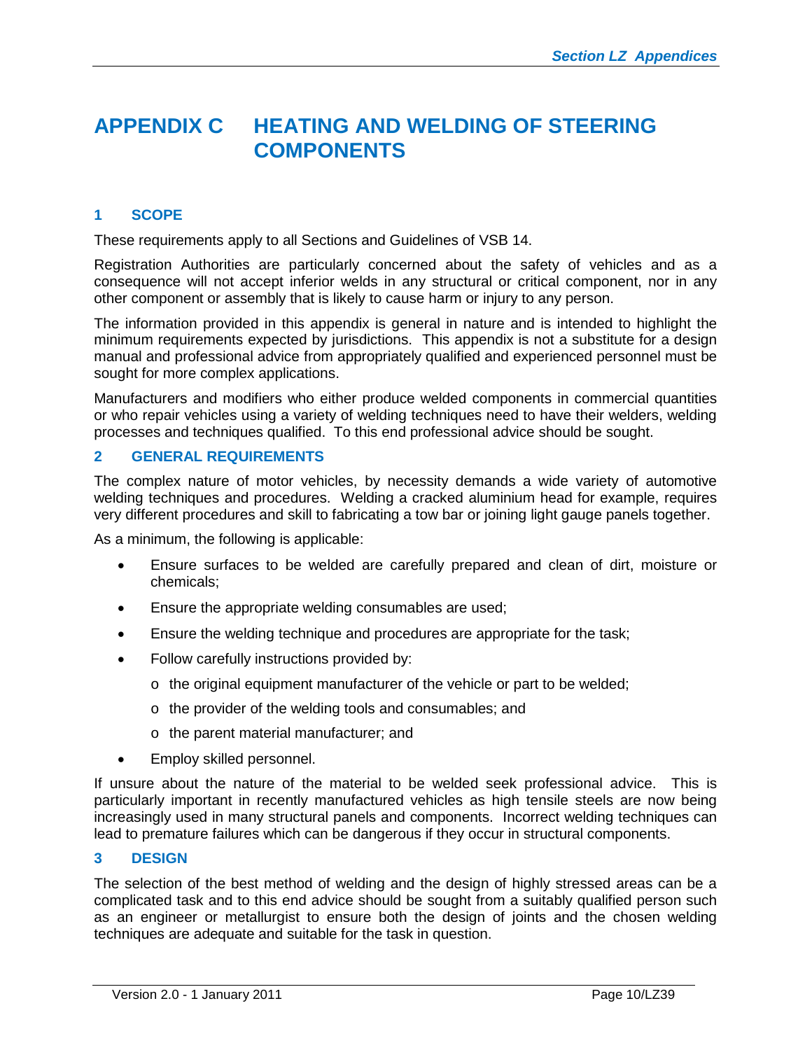# APPENDIX C HEATING AND WELDING OF STEERING COMPONENTS

## 1 SCOPE

These requirements apply to all Sections and Guidelines of VSB 14.

Registration Authorities are particularly concerned about the safety of vehicles and as a consequence will not accept inferior welds in any structural or critical component, nor in any other component or assembly that is likely to cause harm or injury to any person.

The information provided in this appendix is general in nature and is intended to highlight the minimum requirements expected by jurisdictions. This appendix is not a substitute for a design manual and professional advice from appropriately qualified and experienced personnel must be sought for more complex applications.

Manufacturers and modifiers who either produce welded components in commercial quantities or who repair vehicles using a variety of welding techniques need to have their welders, welding processes and techniques qualified. To this end professional advice should be sought.

## 2 GENERAL REQUIREMENTS

The complex nature of motor vehicles, by necessity demands a wide variety of automotive welding techniques and procedures. Welding a cracked aluminium head for example, requires very different procedures and skill to fabricating a tow bar or joining light gauge panels together.

As a minimum, the following is applicable:

- Ensure surfaces to be welded are carefully prepared and clean of dirt, moisture or chemicals;
- Ensure the appropriate welding consumables are used;
- Ensure the welding technique and procedures are appropriate for the task;
- Follow carefully instructions provided by:
  - the original equipment manufacturer of the vehicle or part to be welded;
  - the provider of the welding tools and consumables; and
  - the parent material manufacturer; and
- Employ skilled personnel.

If unsure about the nature of the material to be welded seek professional advice. This is particularly important in recently manufactured vehicles as high tensile steels are now being increasingly used in many structural panels and components. Incorrect welding techniques can lead to premature failures which can be dangerous if they occur in structural components.

## 3 DESIGN

The selection of the best method of welding and the design of highly stressed areas can be a complicated task and to this end advice should be sought from a suitably qualified person such as an engineer or metallurgist to ensure both the design of joints and the chosen welding techniques are adequate and suitable for the task in question.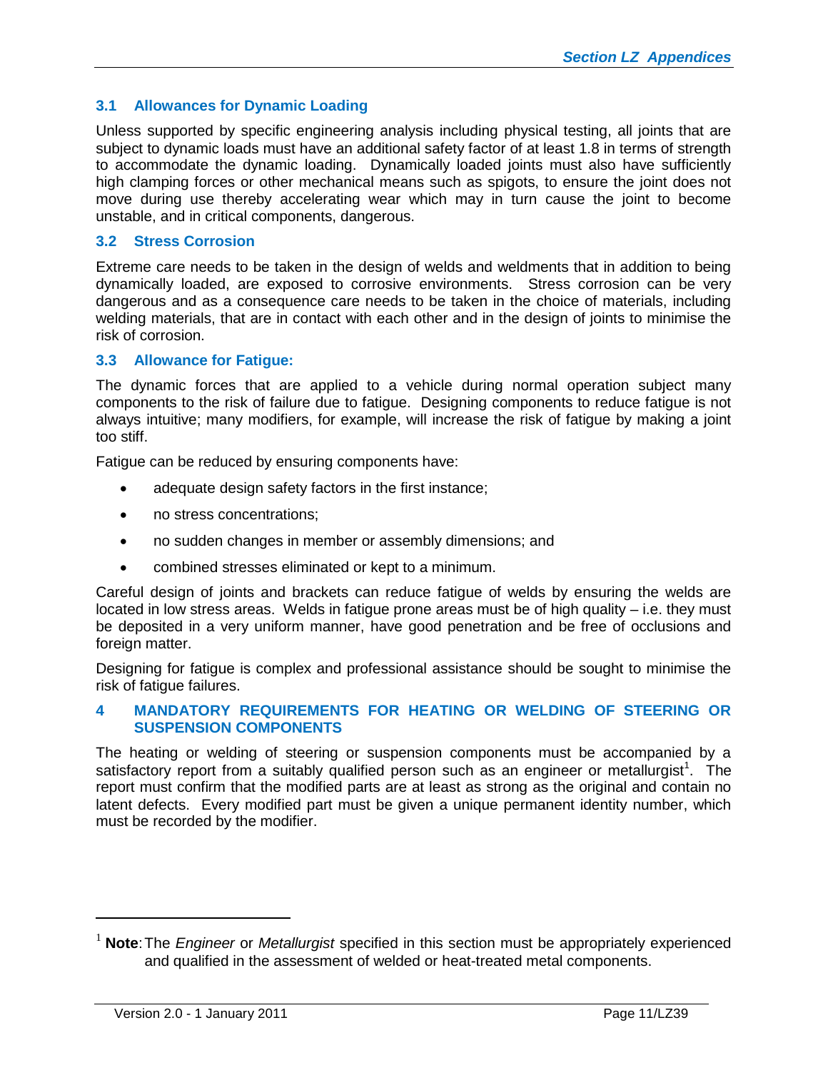### 3.1 Allowances for Dynamic Loading

Unless supported by specific engineering analysis including physical testing, all joints that are subject to dynamic loads must have an additional safety factor of at least 1.8 in terms of strength to accommodate the dynamic loading. Dynamically loaded joints must also have sufficiently high clamping forces or other mechanical means such as spigots, to ensure the joint does not move during use thereby accelerating wear which may in turn cause the joint to become unstable, and in critical components, dangerous.

### 3.2 Stress Corrosion

Extreme care needs to be taken in the design of welds and weldments that in addition to being dynamically loaded, are exposed to corrosive environments. Stress corrosion can be very dangerous and as a consequence care needs to be taken in the choice of materials, including welding materials, that are in contact with each other and in the design of joints to minimise the risk of corrosion.

### 3.3 Allowance for Fatigue:

The dynamic forces that are applied to a vehicle during normal operation subject many components to the risk of failure due to fatigue. Designing components to reduce fatigue is not always intuitive; many modifiers, for example, will increase the risk of fatigue by making a joint too stiff.

Fatigue can be reduced by ensuring components have:

- adequate design safety factors in the first instance;
- no stress concentrations;
- no sudden changes in member or assembly dimensions; and
- combined stresses eliminated or kept to a minimum.

Careful design of joints and brackets can reduce fatigue of welds by ensuring the welds are located in low stress areas. Welds in fatigue prone areas must be of high quality – i.e. they must be deposited in a very uniform manner, have good penetration and be free of occlusions and foreign matter.

Designing for fatigue is complex and professional assistance should be sought to minimise the risk of fatigue failures.

## 4 MANDATORY REQUIREMENTS FOR HEATING OR WELDING OF STEERING OR SUSPENSION COMPONENTS

The heating or welding of steering or suspension components must be accompanied by a satisfactory report from a suitably qualified person such as an engineer or metallurgist[1]. The report must confirm that the modified parts are at least as strong as the original and contain no latent defects. Every modified part must be given a unique permanent identity number, which must be recorded by the modifier.

---

[1] **Note**: The *Engineer* or *Metallurgist* specified in this section must be appropriately experienced and qualified in the assessment of welded or heat-treated metal components.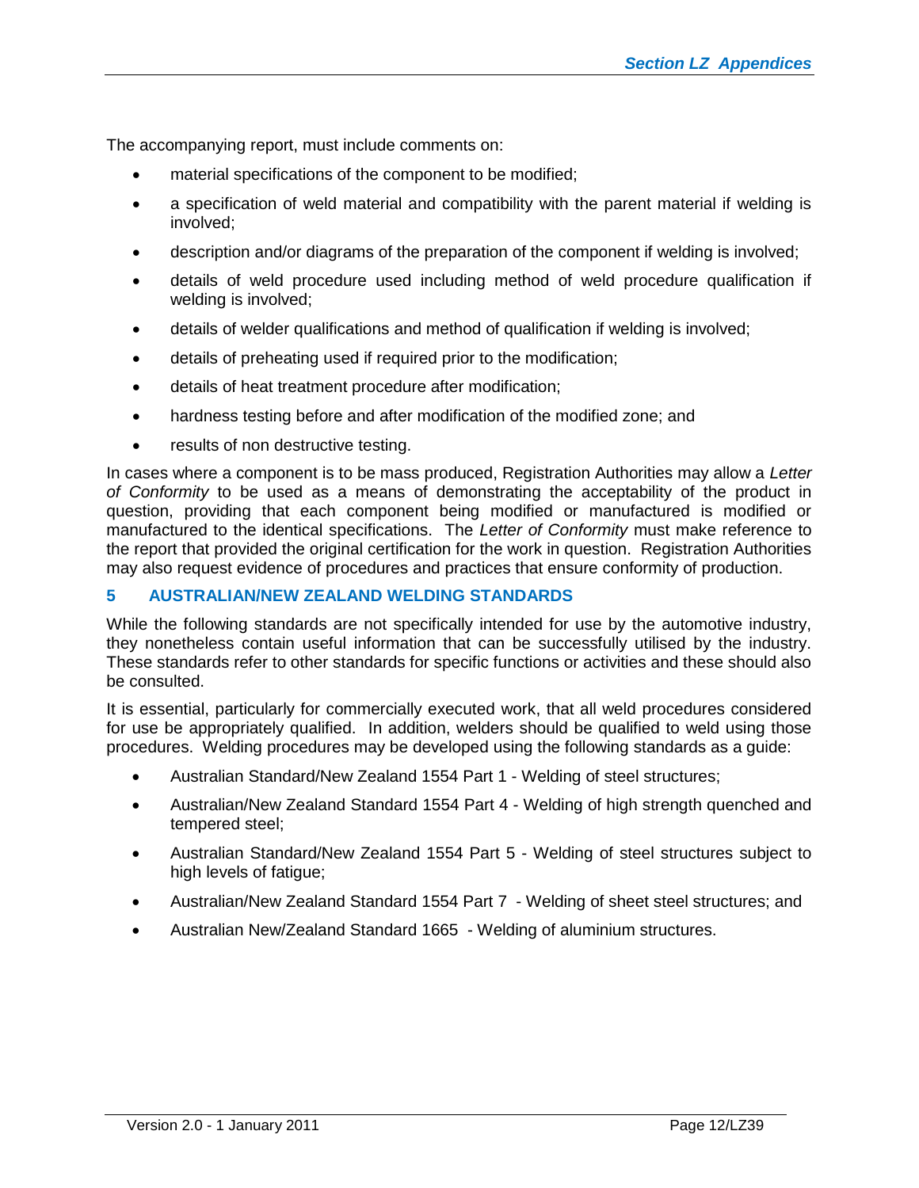The accompanying report, must include comments on:

- material specifications of the component to be modified;
- a specification of weld material and compatibility with the parent material if welding is involved;
- description and/or diagrams of the preparation of the component if welding is involved;
- details of weld procedure used including method of weld procedure qualification if welding is involved;
- details of welder qualifications and method of qualification if welding is involved;
- details of preheating used if required prior to the modification;
- details of heat treatment procedure after modification;
- hardness testing before and after modification of the modified zone; and
- results of non destructive testing.

In cases where a component is to be mass produced, Registration Authorities may allow a *Letter of Conformity* to be used as a means of demonstrating the acceptability of the product in question, providing that each component being modified or manufactured is modified or manufactured to the identical specifications. The *Letter of Conformity* must make reference to the report that provided the original certification for the work in question. Registration Authorities may also request evidence of procedures and practices that ensure conformity of production.

## 5 AUSTRALIAN/NEW ZEALAND WELDING STANDARDS

While the following standards are not specifically intended for use by the automotive industry, they nonetheless contain useful information that can be successfully utilised by the industry. These standards refer to other standards for specific functions or activities and these should also be consulted.

It is essential, particularly for commercially executed work, that all weld procedures considered for use be appropriately qualified. In addition, welders should be qualified to weld using those procedures. Welding procedures may be developed using the following standards as a guide:

- Australian Standard/New Zealand 1554 Part 1 - Welding of steel structures;
- Australian/New Zealand Standard 1554 Part 4 - Welding of high strength quenched and tempered steel;
- Australian Standard/New Zealand 1554 Part 5 - Welding of steel structures subject to high levels of fatigue;
- Australian/New Zealand Standard 1554 Part 7 - Welding of sheet steel structures; and
- Australian New/Zealand Standard 1665 - Welding of aluminium structures.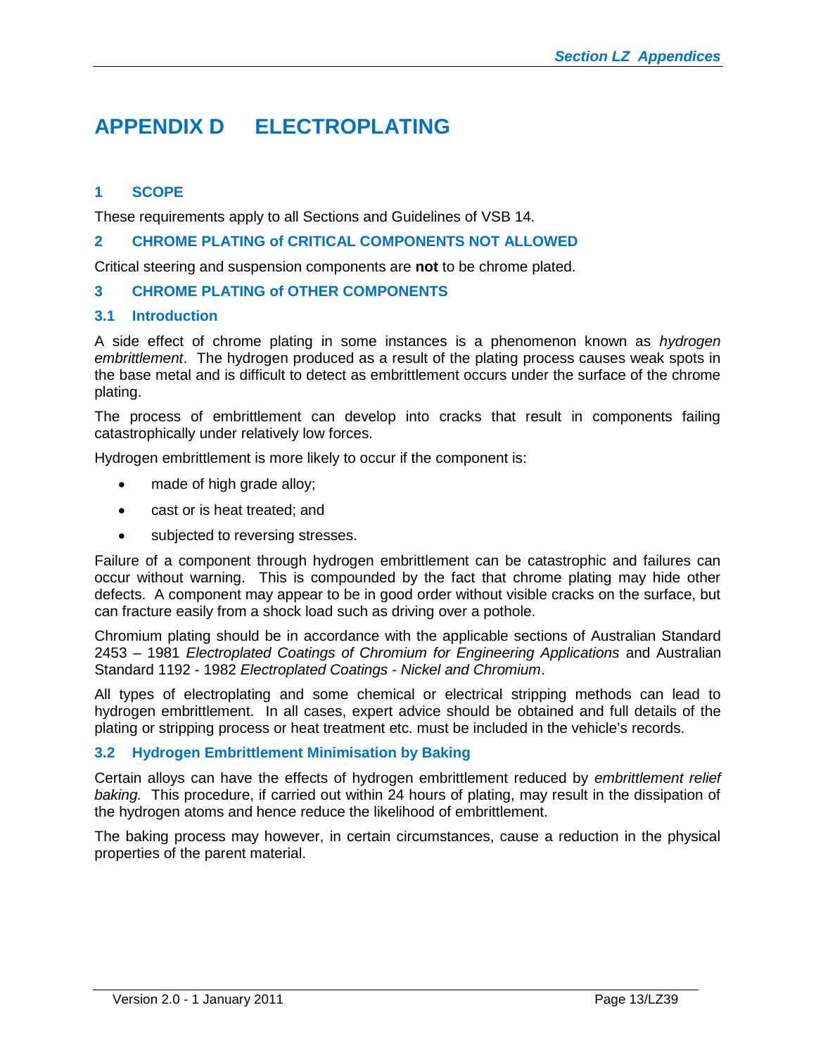# APPENDIX D ELECTROPLATING

## 1 SCOPE

These requirements apply to all Sections and Guidelines of VSB 14.

## 2 CHROME PLATING of CRITICAL COMPONENTS NOT ALLOWED

Critical steering and suspension components are **not** to be chrome plated.

## 3 CHROME PLATING of OTHER COMPONENTS

### 3.1 Introduction

A side effect of chrome plating in some instances is a phenomenon known as *hydrogen embrittlement*. The hydrogen produced as a result of the plating process causes weak spots in the base metal and is difficult to detect as embrittlement occurs under the surface of the chrome plating.

The process of embrittlement can develop into cracks that result in components failing catastrophically under relatively low forces.

Hydrogen embrittlement is more likely to occur if the component is:

- made of high grade alloy;
- cast or is heat treated; and
- subjected to reversing stresses.

Failure of a component through hydrogen embrittlement can be catastrophic and failures can occur without warning. This is compounded by the fact that chrome plating may hide other defects. A component may appear to be in good order without visible cracks on the surface, but can fracture easily from a shock load such as driving over a pothole.

Chromium plating should be in accordance with the applicable sections of Australian Standard 2453 – 1981 *Electroplated Coatings of Chromium for Engineering Applications* and Australian Standard 1192 - 1982 *Electroplated Coatings - Nickel and Chromium*.

All types of electroplating and some chemical or electrical stripping methods can lead to hydrogen embrittlement. In all cases, expert advice should be obtained and full details of the plating or stripping process or heat treatment etc. must be included in the vehicle's records.

### 3.2 Hydrogen Embrittlement Minimisation by Baking

Certain alloys can have the effects of hydrogen embrittlement reduced by *embrittlement relief baking.* This procedure, if carried out within 24 hours of plating, may result in the dissipation of the hydrogen atoms and hence reduce the likelihood of embrittlement.

The baking process may however, in certain circumstances, cause a reduction in the physical properties of the parent material.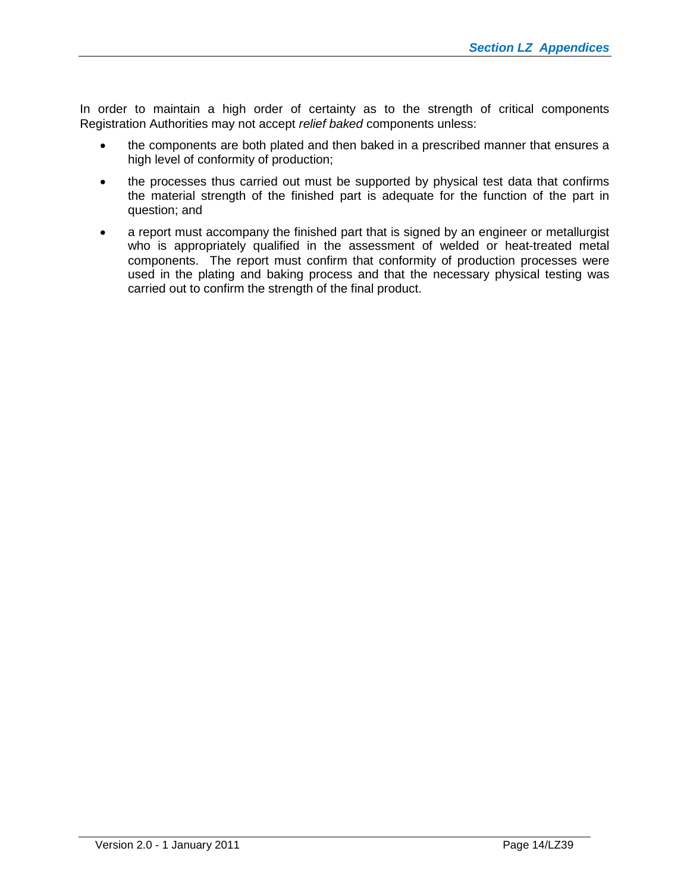In order to maintain a high order of certainty as to the strength of critical components Registration Authorities may not accept *relief baked* components unless:

- the components are both plated and then baked in a prescribed manner that ensures a high level of conformity of production;
- the processes thus carried out must be supported by physical test data that confirms the material strength of the finished part is adequate for the function of the part in question; and
- a report must accompany the finished part that is signed by an engineer or metallurgist who is appropriately qualified in the assessment of welded or heat-treated metal components. The report must confirm that conformity of production processes were used in the plating and baking process and that the necessary physical testing was carried out to confirm the strength of the final product.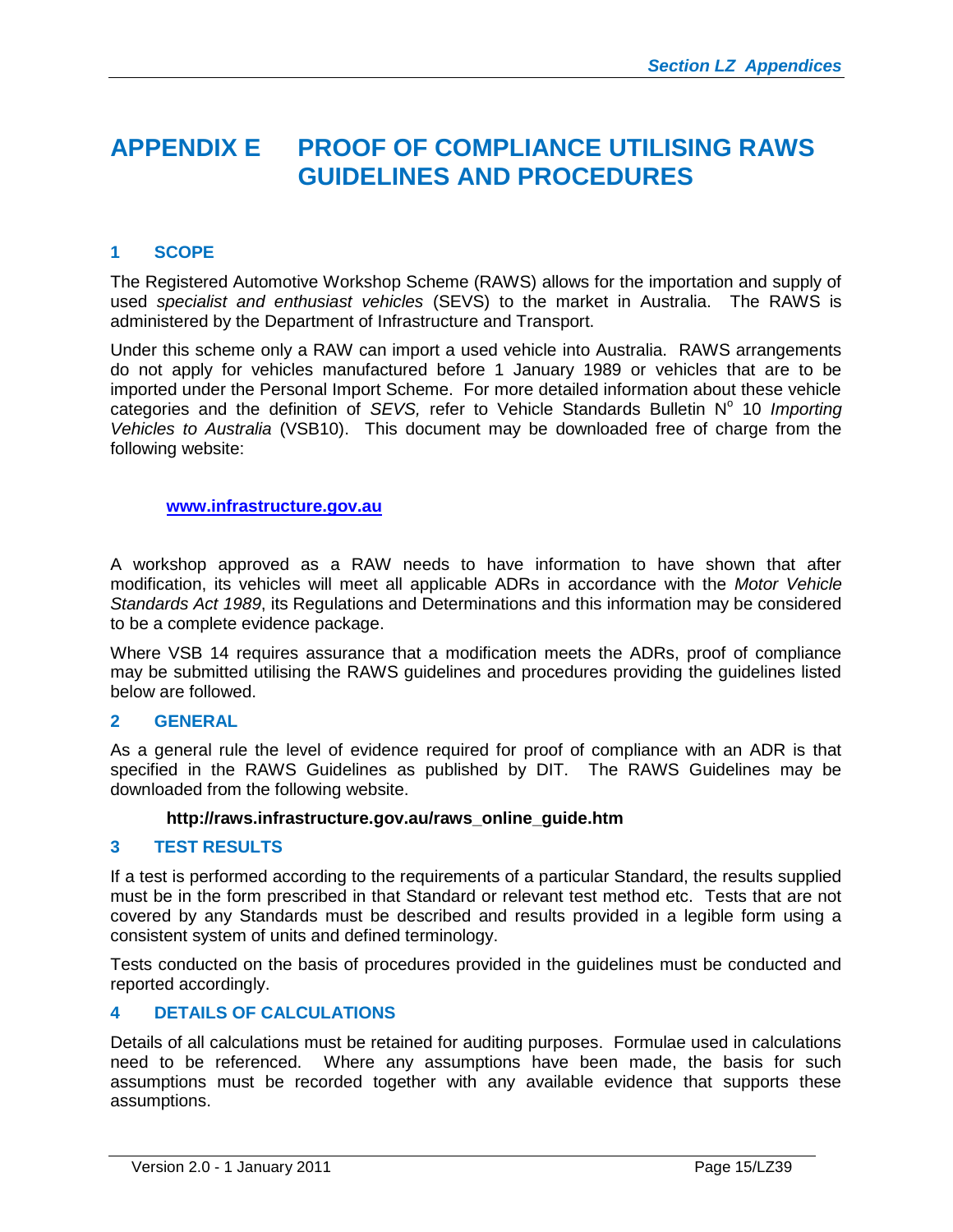# APPENDIX E PROOF OF COMPLIANCE UTILISING RAWS GUIDELINES AND PROCEDURES

## 1 SCOPE

The Registered Automotive Workshop Scheme (RAWS) allows for the importation and supply of used *specialist and enthusiast vehicles* (SEVS) to the market in Australia. The RAWS is administered by the Department of Infrastructure and Transport.

Under this scheme only a RAW can import a used vehicle into Australia. RAWS arrangements do not apply for vehicles manufactured before 1 January 1989 or vehicles that are to be imported under the Personal Import Scheme. For more detailed information about these vehicle categories and the definition of *SEVS,* refer to Vehicle Standards Bulletin N° 10 *Importing Vehicles to Australia* (VSB10). This document may be downloaded free of charge from the following website:

**www.infrastructure.gov.au**

A workshop approved as a RAW needs to have information to have shown that after modification, its vehicles will meet all applicable ADRs in accordance with the *Motor Vehicle Standards Act 1989*, its Regulations and Determinations and this information may be considered to be a complete evidence package.

Where VSB 14 requires assurance that a modification meets the ADRs, proof of compliance may be submitted utilising the RAWS guidelines and procedures providing the guidelines listed below are followed.

## 2 GENERAL

As a general rule the level of evidence required for proof of compliance with an ADR is that specified in the RAWS Guidelines as published by DIT. The RAWS Guidelines may be downloaded from the following website.

**http://raws.infrastructure.gov.au/raws_online_guide.htm**

## 3 TEST RESULTS

If a test is performed according to the requirements of a particular Standard, the results supplied must be in the form prescribed in that Standard or relevant test method etc. Tests that are not covered by any Standards must be described and results provided in a legible form using a consistent system of units and defined terminology.

Tests conducted on the basis of procedures provided in the guidelines must be conducted and reported accordingly.

## 4 DETAILS OF CALCULATIONS

Details of all calculations must be retained for auditing purposes. Formulae used in calculations need to be referenced. Where any assumptions have been made, the basis for such assumptions must be recorded together with any available evidence that supports these assumptions.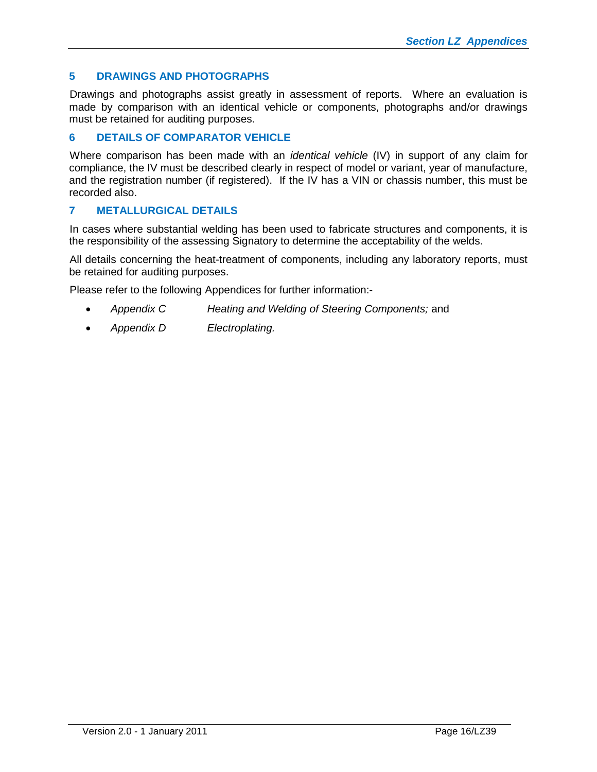## 5 DRAWINGS AND PHOTOGRAPHS

Drawings and photographs assist greatly in assessment of reports. Where an evaluation is made by comparison with an identical vehicle or components, photographs and/or drawings must be retained for auditing purposes.

## 6 DETAILS OF COMPARATOR VEHICLE

Where comparison has been made with an *identical vehicle* (IV) in support of any claim for compliance, the IV must be described clearly in respect of model or variant, year of manufacture, and the registration number (if registered). If the IV has a VIN or chassis number, this must be recorded also.

## 7 METALLURGICAL DETAILS

In cases where substantial welding has been used to fabricate structures and components, it is the responsibility of the assessing Signatory to determine the acceptability of the welds.

All details concerning the heat-treatment of components, including any laboratory reports, must be retained for auditing purposes.

Please refer to the following Appendices for further information:-

- *Appendix C* *Heating and Welding of Steering Components;* and
- *Appendix D* *Electroplating.*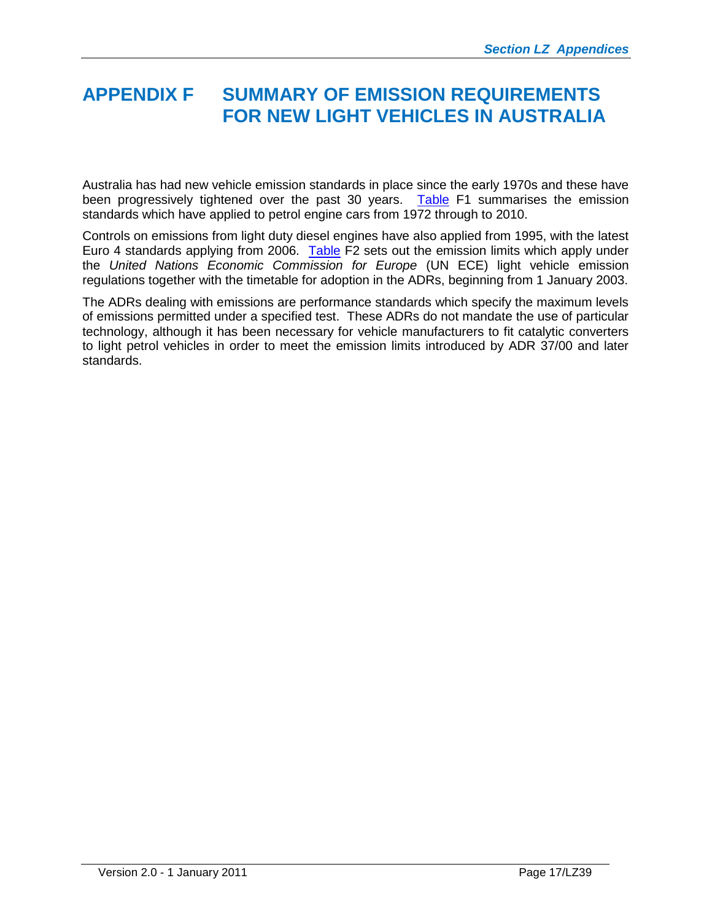# APPENDIX F SUMMARY OF EMISSION REQUIREMENTS FOR NEW LIGHT VEHICLES IN AUSTRALIA

Australia has had new vehicle emission standards in place since the early 1970s and these have been progressively tightened over the past 30 years. Table F1 summarises the emission standards which have applied to petrol engine cars from 1972 through to 2010.

Controls on emissions from light duty diesel engines have also applied from 1995, with the latest Euro 4 standards applying from 2006. Table F2 sets out the emission limits which apply under the *United Nations Economic Commission for Europe* (UN ECE) light vehicle emission regulations together with the timetable for adoption in the ADRs, beginning from 1 January 2003.

The ADRs dealing with emissions are performance standards which specify the maximum levels of emissions permitted under a specified test. These ADRs do not mandate the use of particular technology, although it has been necessary for vehicle manufacturers to fit catalytic converters to light petrol vehicles in order to meet the emission limits introduced by ADR 37/00 and later standards.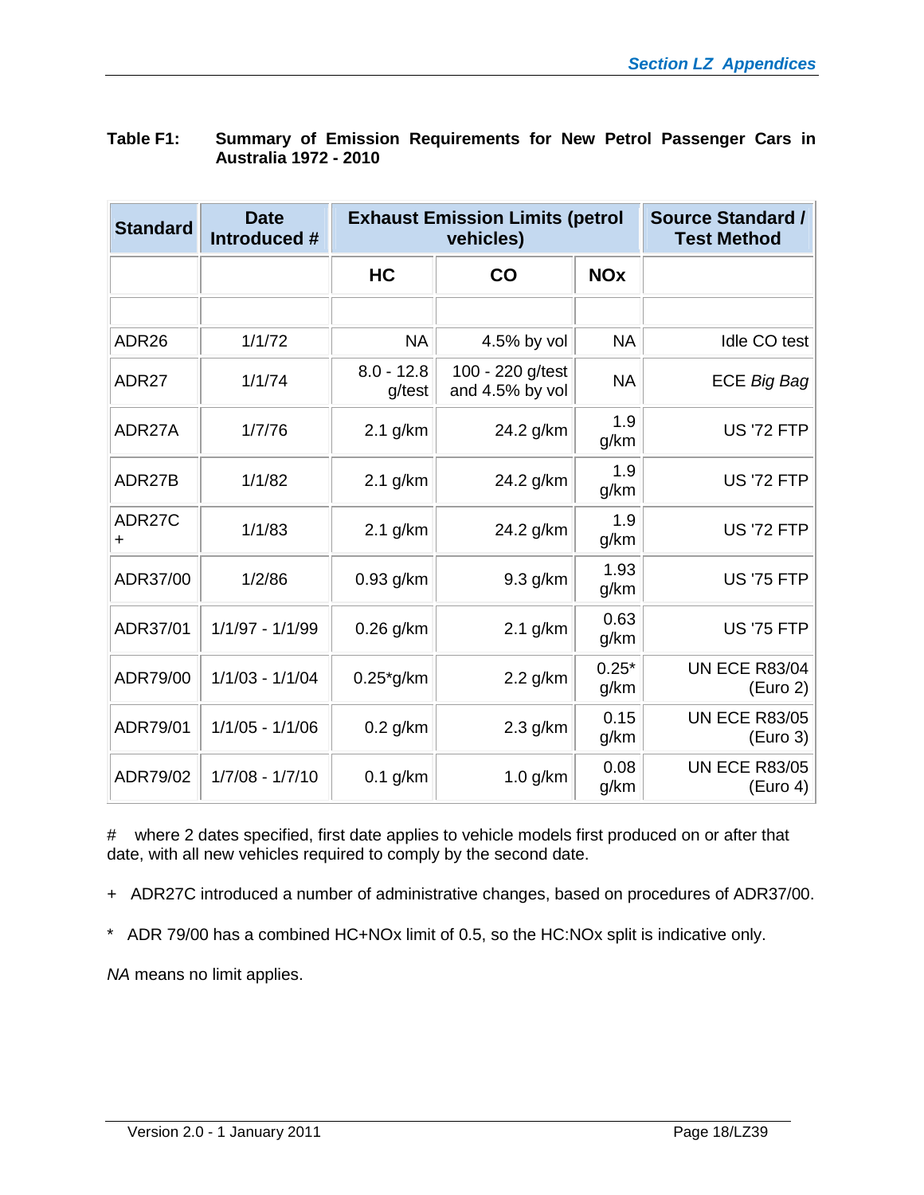**Table F1: Summary of Emission Requirements for New Petrol Passenger Cars in Australia 1972 - 2010**

| Standard | Date Introduced # | Exhaust Emission Limits (petrol vehicles) | | | Source Standard / Test Method |
|---|---|---|---|---|---|
| | | HC | CO | NOx | |
| | | | | | |
| ADR26 | 1/1/72 | NA | 4.5% by vol | NA | Idle CO test |
| ADR27 | 1/1/74 | 8.0 - 12.8 g/test | 100 - 220 g/test and 4.5% by vol | NA | ECE *Big Bag* |
| ADR27A | 1/7/76 | 2.1 g/km | 24.2 g/km | 1.9 g/km | US '72 FTP |
| ADR27B | 1/1/82 | 2.1 g/km | 24.2 g/km | 1.9 g/km | US '72 FTP |
| ADR27C + | 1/1/83 | 2.1 g/km | 24.2 g/km | 1.9 g/km | US '72 FTP |
| ADR37/00 | 1/2/86 | 0.93 g/km | 9.3 g/km | 1.93 g/km | US '75 FTP |
| ADR37/01 | 1/1/97 - 1/1/99 | 0.26 g/km | 2.1 g/km | 0.63 g/km | US '75 FTP |
| ADR79/00 | 1/1/03 - 1/1/04 | 0.25*g/km | 2.2 g/km | 0.25* g/km | UN ECE R83/04 (Euro 2) |
| ADR79/01 | 1/1/05 - 1/1/06 | 0.2 g/km | 2.3 g/km | 0.15 g/km | UN ECE R83/05 (Euro 3) |
| ADR79/02 | 1/7/08 - 1/7/10 | 0.1 g/km | 1.0 g/km | 0.08 g/km | UN ECE R83/05 (Euro 4) |

# where 2 dates specified, first date applies to vehicle models first produced on or after that date, with all new vehicles required to comply by the second date.

+ ADR27C introduced a number of administrative changes, based on procedures of ADR37/00.

* ADR 79/00 has a combined HC+NOx limit of 0.5, so the HC:NOx split is indicative only.

*NA* means no limit applies.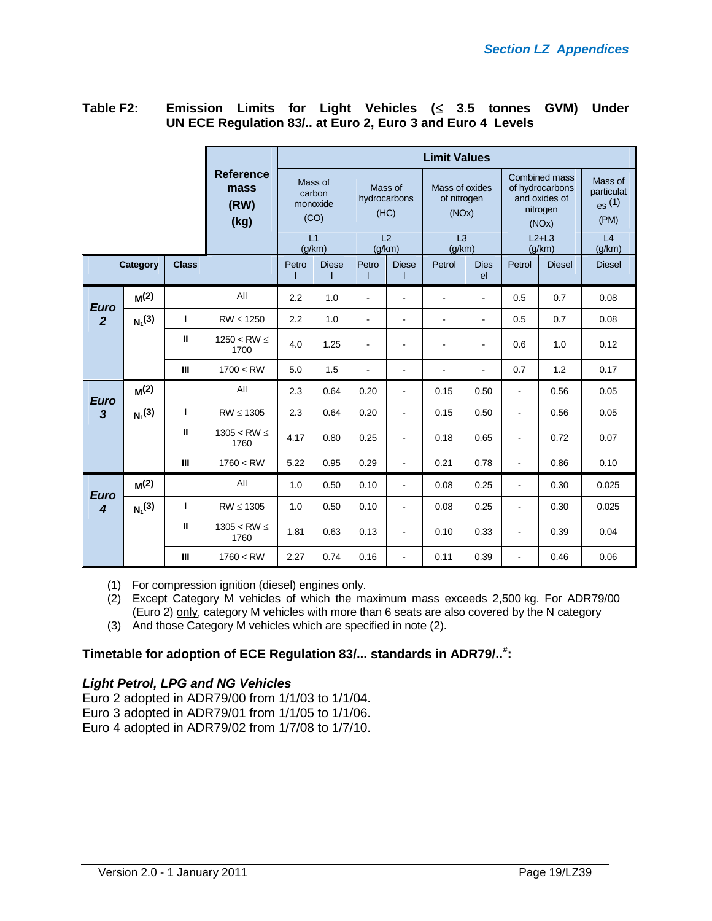**Table F2: Emission Limits for Light Vehicles (≤ 3.5 tonnes GVM) Under UN ECE Regulation 83/.. at Euro 2, Euro 3 and Euro 4 Levels**

| | | | Reference mass (RW) (kg) | Limit Values | | | | | | | | |
|---|---|---|---|---|---|---|---|---|---|---|---|---|
| | | | | Mass of carbon monoxide (CO) | | Mass of hydrocarbons (HC) | | Mass of oxides of nitrogen (NOx) | | Combined mass of hydrocarbons and oxides of nitrogen (NOx) | | Mass of particulates (1) (PM) |
| | | | | L1 (g/km) | | L2 (g/km) | | L3 (g/km) | | L2+L3 (g/km) | | L4 (g/km) |
| Category | | Class | | Petrol | Diesel | Petrol | Diesel | Petrol | Diesel | Petrol | Diesel | Diesel |
| ***Euro 2*** | M(2) | | All | 2.2 | 1.0 | - | - | - | - | 0.5 | 0.7 | 0.08 |
| | $N_1$(3) | I | RW ≤ 1250 | 2.2 | 1.0 | - | - | - | - | 0.5 | 0.7 | 0.08 |
| | | II | 1250 < RW ≤ 1700 | 4.0 | 1.25 | - | - | - | - | 0.6 | 1.0 | 0.12 |
| | | III | 1700 < RW | 5.0 | 1.5 | - | - | - | - | 0.7 | 1.2 | 0.17 |
| ***Euro 3*** | M(2) | | All | 2.3 | 0.64 | 0.20 | - | 0.15 | 0.50 | - | 0.56 | 0.05 |
| | $N_1$(3) | I | RW ≤ 1305 | 2.3 | 0.64 | 0.20 | - | 0.15 | 0.50 | - | 0.56 | 0.05 |
| | | II | 1305 < RW ≤ 1760 | 4.17 | 0.80 | 0.25 | - | 0.18 | 0.65 | - | 0.72 | 0.07 |
| | | III | 1760 < RW | 5.22 | 0.95 | 0.29 | - | 0.21 | 0.78 | - | 0.86 | 0.10 |
| ***Euro 4*** | M(2) | | All | 1.0 | 0.50 | 0.10 | - | 0.08 | 0.25 | - | 0.30 | 0.025 |
| | $N_1$(3) | I | RW ≤ 1305 | 1.0 | 0.50 | 0.10 | - | 0.08 | 0.25 | - | 0.30 | 0.025 |
| | | II | 1305 < RW ≤ 1760 | 1.81 | 0.63 | 0.13 | - | 0.10 | 0.33 | - | 0.39 | 0.04 |
| | | III | 1760 < RW | 2.27 | 0.74 | 0.16 | - | 0.11 | 0.39 | - | 0.46 | 0.06 |

(1) For compression ignition (diesel) engines only.
(2) Except Category M vehicles of which the maximum mass exceeds 2,500 kg. For ADR79/00 (Euro 2) only, category M vehicles with more than 6 seats are also covered by the N category
(3) And those Category M vehicles which are specified in note (2).

**Timetable for adoption of ECE Regulation 83/... standards in ADR79/..#:**

***Light Petrol, LPG and NG Vehicles***

Euro 2 adopted in ADR79/00 from 1/1/03 to 1/1/04.
Euro 3 adopted in ADR79/01 from 1/1/05 to 1/1/06.
Euro 4 adopted in ADR79/02 from 1/7/08 to 1/7/10.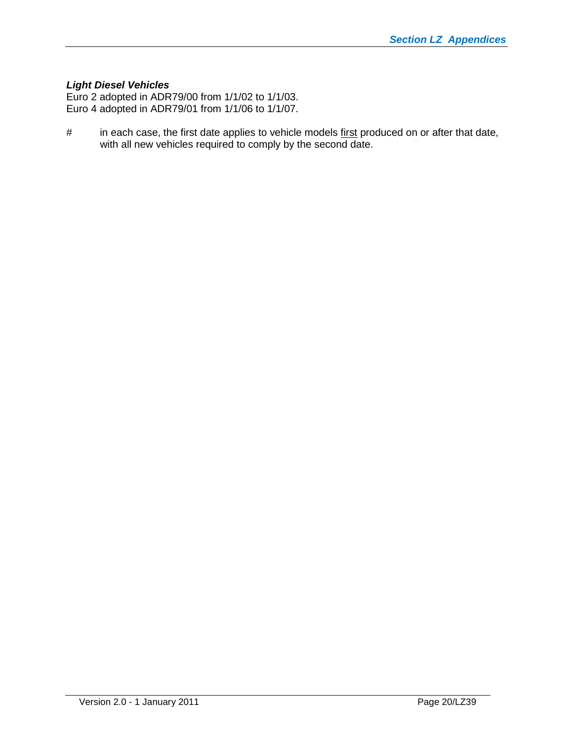***Light Diesel Vehicles***

Euro 2 adopted in ADR79/00 from 1/1/02 to 1/1/03.
Euro 4 adopted in ADR79/01 from 1/1/06 to 1/1/07.

# in each case, the first date applies to vehicle models <u>first</u> produced on or after that date, with all new vehicles required to comply by the second date.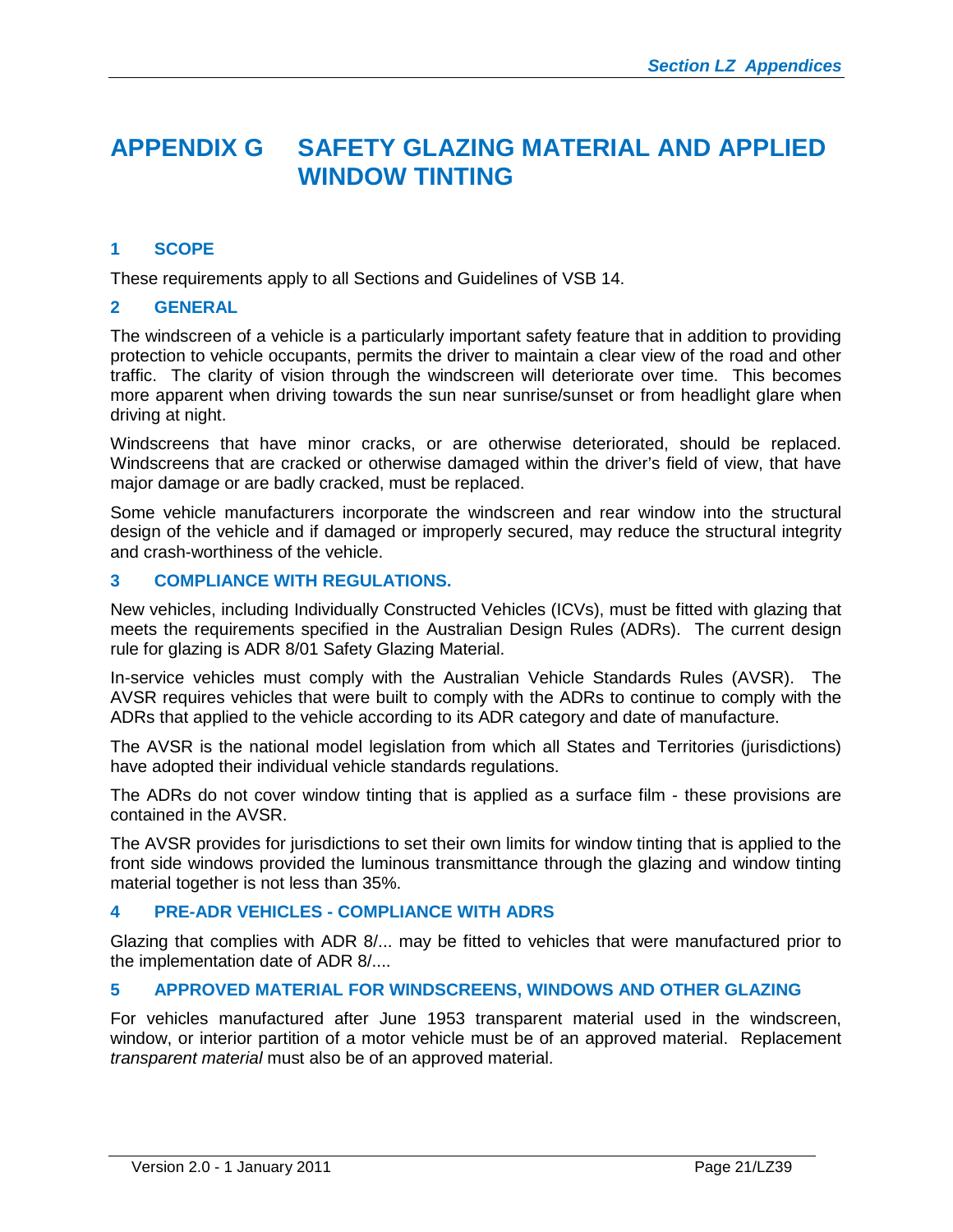# APPENDIX G SAFETY GLAZING MATERIAL AND APPLIED WINDOW TINTING

## 1 SCOPE

These requirements apply to all Sections and Guidelines of VSB 14.

## 2 GENERAL

The windscreen of a vehicle is a particularly important safety feature that in addition to providing protection to vehicle occupants, permits the driver to maintain a clear view of the road and other traffic. The clarity of vision through the windscreen will deteriorate over time. This becomes more apparent when driving towards the sun near sunrise/sunset or from headlight glare when driving at night.

Windscreens that have minor cracks, or are otherwise deteriorated, should be replaced. Windscreens that are cracked or otherwise damaged within the driver's field of view, that have major damage or are badly cracked, must be replaced.

Some vehicle manufacturers incorporate the windscreen and rear window into the structural design of the vehicle and if damaged or improperly secured, may reduce the structural integrity and crash-worthiness of the vehicle.

## 3 COMPLIANCE WITH REGULATIONS.

New vehicles, including Individually Constructed Vehicles (ICVs), must be fitted with glazing that meets the requirements specified in the Australian Design Rules (ADRs). The current design rule for glazing is ADR 8/01 Safety Glazing Material.

In-service vehicles must comply with the Australian Vehicle Standards Rules (AVSR). The AVSR requires vehicles that were built to comply with the ADRs to continue to comply with the ADRs that applied to the vehicle according to its ADR category and date of manufacture.

The AVSR is the national model legislation from which all States and Territories (jurisdictions) have adopted their individual vehicle standards regulations.

The ADRs do not cover window tinting that is applied as a surface film - these provisions are contained in the AVSR.

The AVSR provides for jurisdictions to set their own limits for window tinting that is applied to the front side windows provided the luminous transmittance through the glazing and window tinting material together is not less than 35%.

## 4 PRE-ADR VEHICLES - COMPLIANCE WITH ADRS

Glazing that complies with ADR 8/... may be fitted to vehicles that were manufactured prior to the implementation date of ADR 8/....

## 5 APPROVED MATERIAL FOR WINDSCREENS, WINDOWS AND OTHER GLAZING

For vehicles manufactured after June 1953 transparent material used in the windscreen, window, or interior partition of a motor vehicle must be of an approved material. Replacement *transparent material* must also be of an approved material.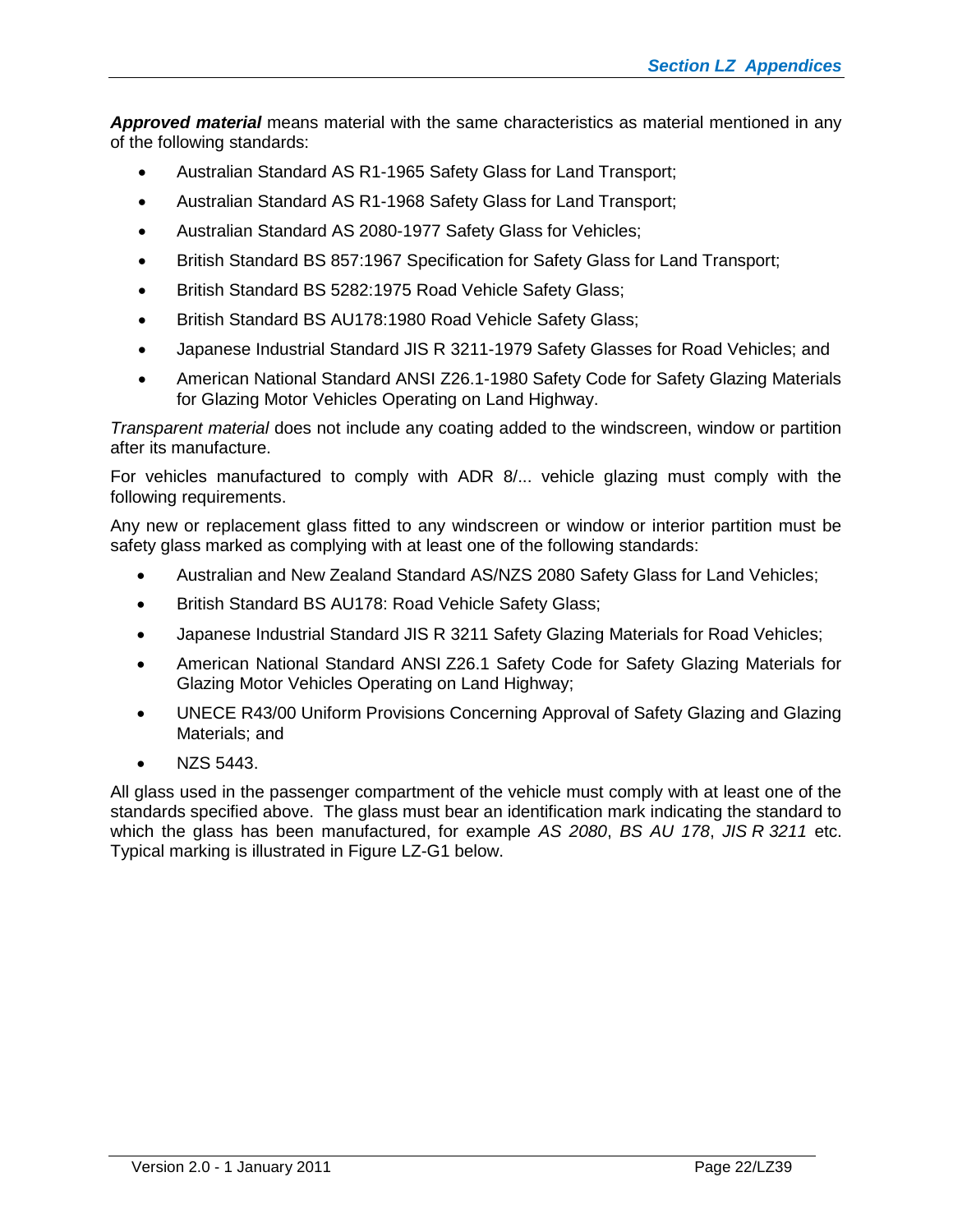***Approved material*** means material with the same characteristics as material mentioned in any of the following standards:

- Australian Standard AS R1-1965 Safety Glass for Land Transport;
- Australian Standard AS R1-1968 Safety Glass for Land Transport;
- Australian Standard AS 2080-1977 Safety Glass for Vehicles;
- British Standard BS 857:1967 Specification for Safety Glass for Land Transport;
- British Standard BS 5282:1975 Road Vehicle Safety Glass;
- British Standard BS AU178:1980 Road Vehicle Safety Glass;
- Japanese Industrial Standard JIS R 3211-1979 Safety Glasses for Road Vehicles; and
- American National Standard ANSI Z26.1-1980 Safety Code for Safety Glazing Materials for Glazing Motor Vehicles Operating on Land Highway.

*Transparent material* does not include any coating added to the windscreen, window or partition after its manufacture.

For vehicles manufactured to comply with ADR 8/... vehicle glazing must comply with the following requirements.

Any new or replacement glass fitted to any windscreen or window or interior partition must be safety glass marked as complying with at least one of the following standards:

- Australian and New Zealand Standard AS/NZS 2080 Safety Glass for Land Vehicles;
- British Standard BS AU178: Road Vehicle Safety Glass;
- Japanese Industrial Standard JIS R 3211 Safety Glazing Materials for Road Vehicles;
- American National Standard ANSI Z26.1 Safety Code for Safety Glazing Materials for Glazing Motor Vehicles Operating on Land Highway;
- UNECE R43/00 Uniform Provisions Concerning Approval of Safety Glazing and Glazing Materials; and
- NZS 5443.

All glass used in the passenger compartment of the vehicle must comply with at least one of the standards specified above. The glass must bear an identification mark indicating the standard to which the glass has been manufactured, for example *AS 2080*, *BS AU 178*, *JIS R 3211* etc. Typical marking is illustrated in Figure LZ-G1 below.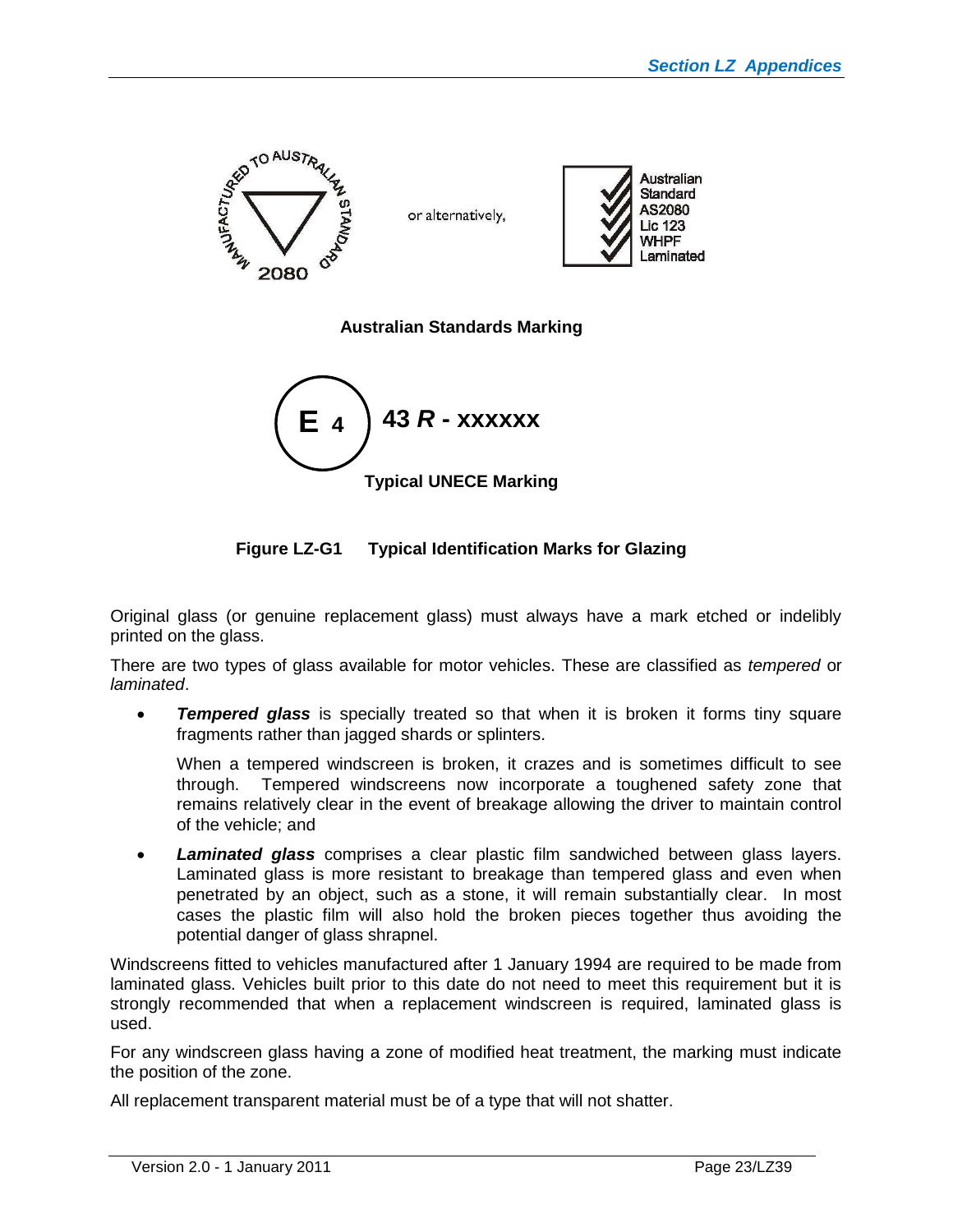MANUFACTURED TO AUSTRALIAN STANDARD 2080

or alternatively,

Australian Standard AS2080 Lic 123 WHPF Laminated

**Australian Standards Marking**

E 4 43 *R* - xxxxxx

**Typical UNECE Marking**

**Figure LZ-G1 Typical Identification Marks for Glazing**

Original glass (or genuine replacement glass) must always have a mark etched or indelibly printed on the glass.

There are two types of glass available for motor vehicles. These are classified as *tempered* or *laminated*.

- ***Tempered glass*** is specially treated so that when it is broken it forms tiny square fragments rather than jagged shards or splinters.

  When a tempered windscreen is broken, it crazes and is sometimes difficult to see through. Tempered windscreens now incorporate a toughened safety zone that remains relatively clear in the event of breakage allowing the driver to maintain control of the vehicle; and

- ***Laminated glass*** comprises a clear plastic film sandwiched between glass layers. Laminated glass is more resistant to breakage than tempered glass and even when penetrated by an object, such as a stone, it will remain substantially clear. In most cases the plastic film will also hold the broken pieces together thus avoiding the potential danger of glass shrapnel.

Windscreens fitted to vehicles manufactured after 1 January 1994 are required to be made from laminated glass. Vehicles built prior to this date do not need to meet this requirement but it is strongly recommended that when a replacement windscreen is required, laminated glass is used.

For any windscreen glass having a zone of modified heat treatment, the marking must indicate the position of the zone.

All replacement transparent material must be of a type that will not shatter.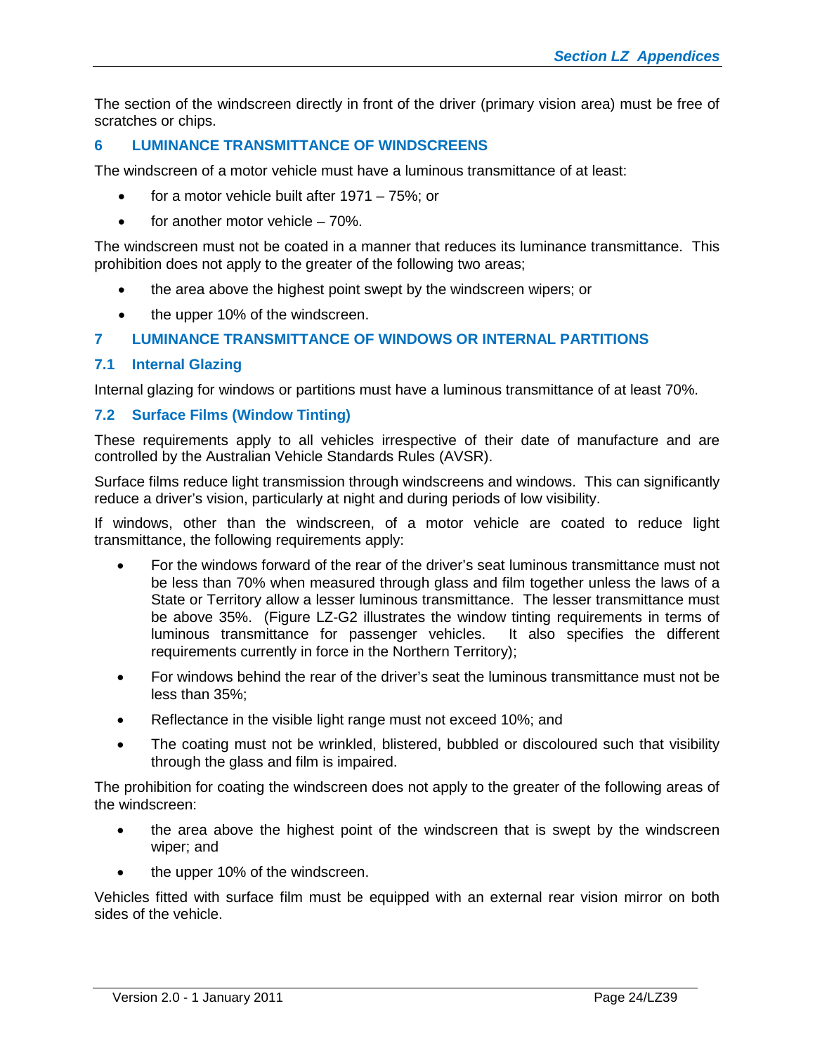The section of the windscreen directly in front of the driver (primary vision area) must be free of scratches or chips.

## 6 LUMINANCE TRANSMITTANCE OF WINDSCREENS

The windscreen of a motor vehicle must have a luminous transmittance of at least:

- for a motor vehicle built after 1971 – 75%; or
- for another motor vehicle – 70%.

The windscreen must not be coated in a manner that reduces its luminance transmittance. This prohibition does not apply to the greater of the following two areas;

- the area above the highest point swept by the windscreen wipers; or
- the upper 10% of the windscreen.

## 7 LUMINANCE TRANSMITTANCE OF WINDOWS OR INTERNAL PARTITIONS

### 7.1 Internal Glazing

Internal glazing for windows or partitions must have a luminous transmittance of at least 70%.

### 7.2 Surface Films (Window Tinting)

These requirements apply to all vehicles irrespective of their date of manufacture and are controlled by the Australian Vehicle Standards Rules (AVSR).

Surface films reduce light transmission through windscreens and windows. This can significantly reduce a driver's vision, particularly at night and during periods of low visibility.

If windows, other than the windscreen, of a motor vehicle are coated to reduce light transmittance, the following requirements apply:

- For the windows forward of the rear of the driver's seat luminous transmittance must not be less than 70% when measured through glass and film together unless the laws of a State or Territory allow a lesser luminous transmittance. The lesser transmittance must be above 35%. (Figure LZ-G2 illustrates the window tinting requirements in terms of luminous transmittance for passenger vehicles. It also specifies the different requirements currently in force in the Northern Territory);
- For windows behind the rear of the driver's seat the luminous transmittance must not be less than 35%;
- Reflectance in the visible light range must not exceed 10%; and
- The coating must not be wrinkled, blistered, bubbled or discoloured such that visibility through the glass and film is impaired.

The prohibition for coating the windscreen does not apply to the greater of the following areas of the windscreen:

- the area above the highest point of the windscreen that is swept by the windscreen wiper; and
- the upper 10% of the windscreen.

Vehicles fitted with surface film must be equipped with an external rear vision mirror on both sides of the vehicle.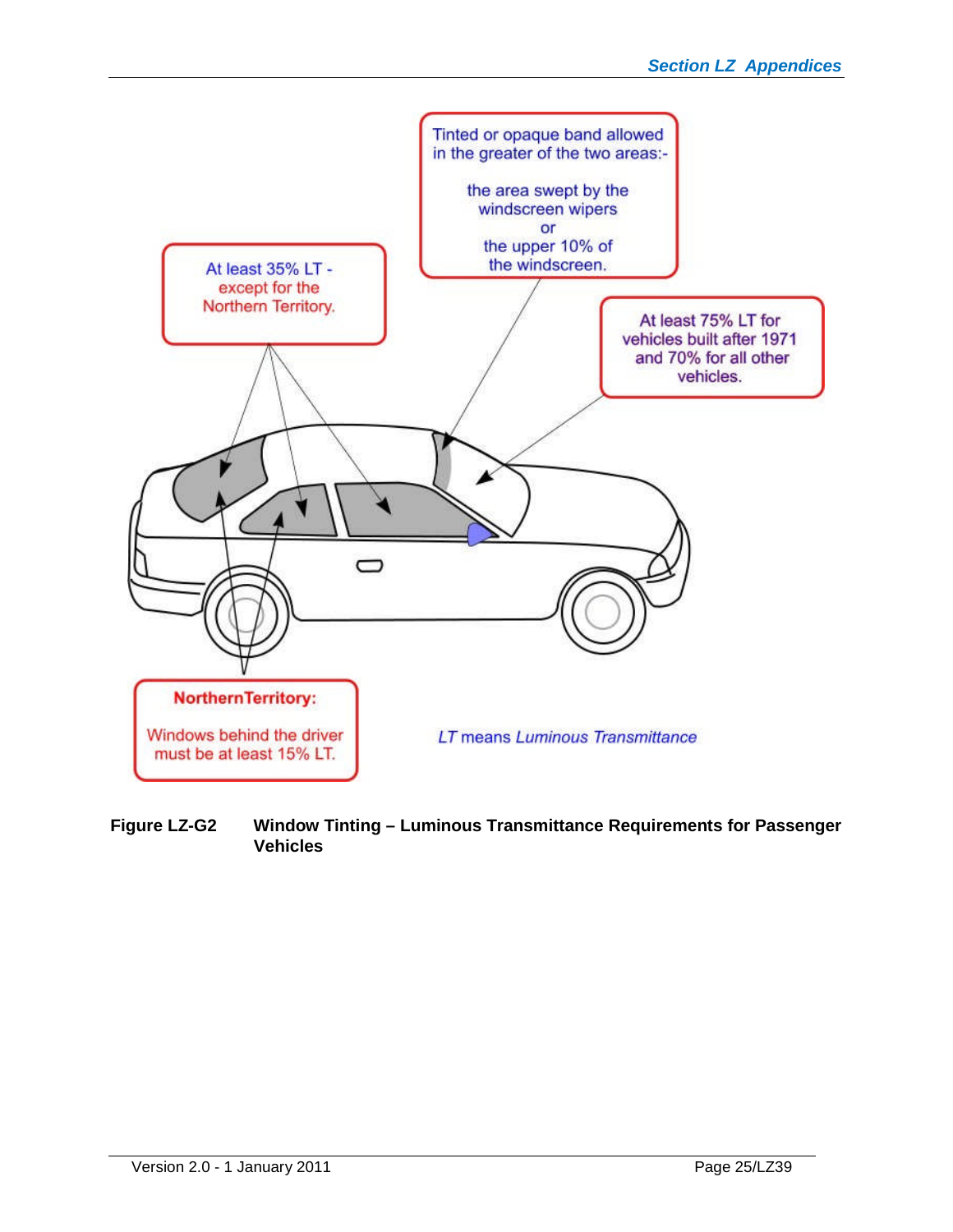Tinted or opaque band allowed in the greater of the two areas:-

the area swept by the windscreen wipers
or
the upper 10% of the windscreen.

At least 35% LT - except for the Northern Territory.

At least 75% LT for vehicles built after 1971 and 70% for all other vehicles.

**NorthernTerritory:**

Windows behind the driver must be at least 15% LT.

*LT* means *Luminous Transmittance*

**Figure LZ-G2 Window Tinting – Luminous Transmittance Requirements for Passenger Vehicles**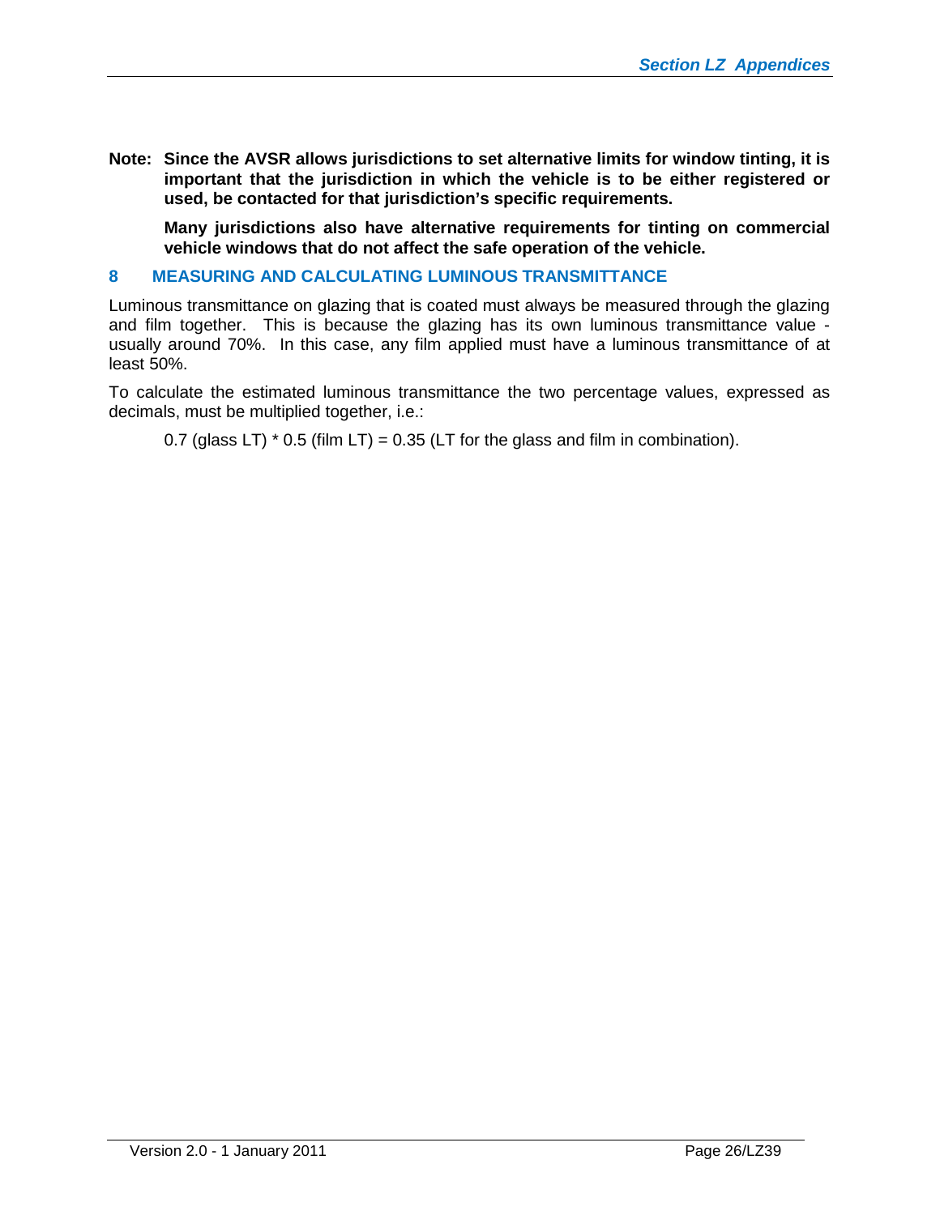**Note: Since the AVSR allows jurisdictions to set alternative limits for window tinting, it is important that the jurisdiction in which the vehicle is to be either registered or used, be contacted for that jurisdiction's specific requirements.**

**Many jurisdictions also have alternative requirements for tinting on commercial vehicle windows that do not affect the safe operation of the vehicle.**

## 8 MEASURING AND CALCULATING LUMINOUS TRANSMITTANCE

Luminous transmittance on glazing that is coated must always be measured through the glazing and film together. This is because the glazing has its own luminous transmittance value - usually around 70%. In this case, any film applied must have a luminous transmittance of at least 50%.

To calculate the estimated luminous transmittance the two percentage values, expressed as decimals, must be multiplied together, i.e.:

0.7 (glass LT) * 0.5 (film LT) = 0.35 (LT for the glass and film in combination).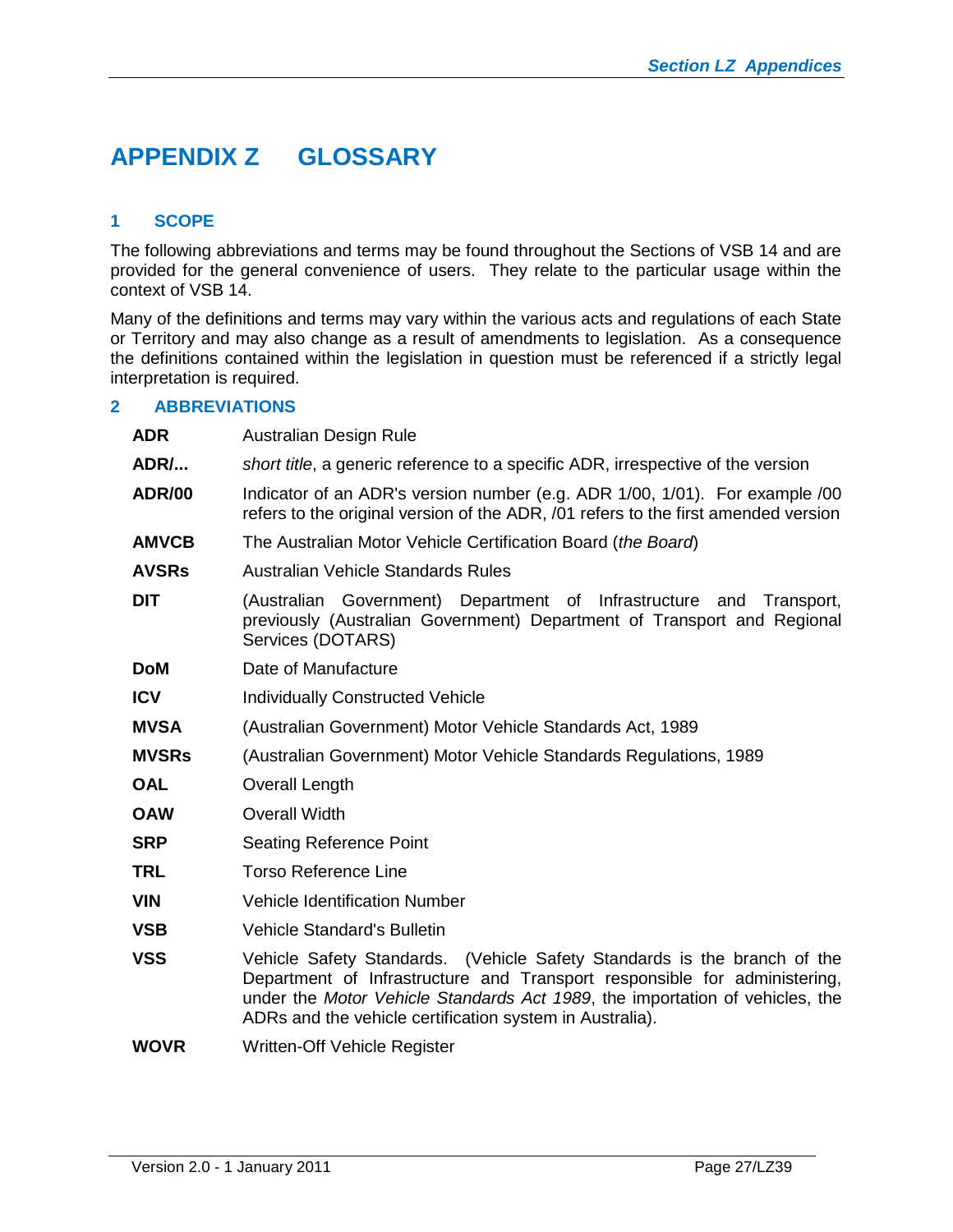# APPENDIX Z GLOSSARY

## 1 SCOPE

The following abbreviations and terms may be found throughout the Sections of VSB 14 and are provided for the general convenience of users. They relate to the particular usage within the context of VSB 14.

Many of the definitions and terms may vary within the various acts and regulations of each State or Territory and may also change as a result of amendments to legislation. As a consequence the definitions contained within the legislation in question must be referenced if a strictly legal interpretation is required.

## 2 ABBREVIATIONS

**ADR** Australian Design Rule

**ADR/...** *short title*, a generic reference to a specific ADR, irrespective of the version

**ADR/00** Indicator of an ADR's version number (e.g. ADR 1/00, 1/01). For example /00 refers to the original version of the ADR, /01 refers to the first amended version

**AMVCB** The Australian Motor Vehicle Certification Board (*the Board*)

**AVSRs** Australian Vehicle Standards Rules

**DIT** (Australian Government) Department of Infrastructure and Transport, previously (Australian Government) Department of Transport and Regional Services (DOTARS)

**DoM** Date of Manufacture

**ICV** Individually Constructed Vehicle

**MVSA** (Australian Government) Motor Vehicle Standards Act, 1989

**MVSRs** (Australian Government) Motor Vehicle Standards Regulations, 1989

**OAL** Overall Length

**OAW** Overall Width

**SRP** Seating Reference Point

**TRL** Torso Reference Line

**VIN** Vehicle Identification Number

**VSB** Vehicle Standard's Bulletin

**VSS** Vehicle Safety Standards. (Vehicle Safety Standards is the branch of the Department of Infrastructure and Transport responsible for administering, under the *Motor Vehicle Standards Act 1989*, the importation of vehicles, the ADRs and the vehicle certification system in Australia).

**WOVR** Written-Off Vehicle Register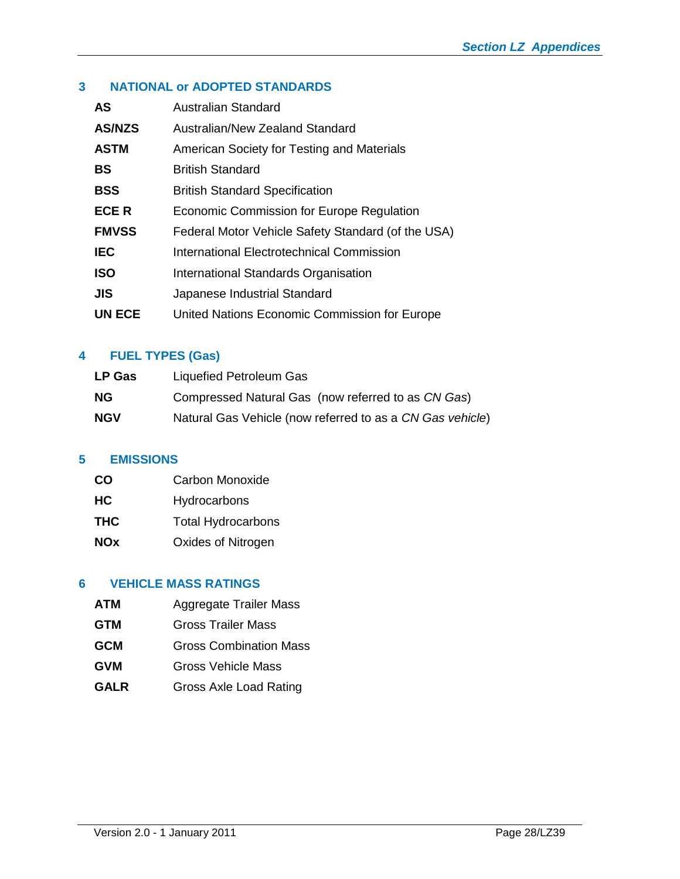## 3 NATIONAL or ADOPTED STANDARDS

| | |
|---|---|
| **AS** | Australian Standard |
| **AS/NZS** | Australian/New Zealand Standard |
| **ASTM** | American Society for Testing and Materials |
| **BS** | British Standard |
| **BSS** | British Standard Specification |
| **ECE R** | Economic Commission for Europe Regulation |
| **FMVSS** | Federal Motor Vehicle Safety Standard (of the USA) |
| **IEC** | International Electrotechnical Commission |
| **ISO** | International Standards Organisation |
| **JIS** | Japanese Industrial Standard |
| **UN ECE** | United Nations Economic Commission for Europe |

## 4 FUEL TYPES (Gas)

| | |
|---|---|
| **LP Gas** | Liquefied Petroleum Gas |
| **NG** | Compressed Natural Gas (now referred to as *CN Gas*) |
| **NGV** | Natural Gas Vehicle (now referred to as a *CN Gas vehicle*) |

## 5 EMISSIONS

| | |
|---|---|
| **CO** | Carbon Monoxide |
| **HC** | Hydrocarbons |
| **THC** | Total Hydrocarbons |
| **NOx** | Oxides of Nitrogen |

## 6 VEHICLE MASS RATINGS

| | |
|---|---|
| **ATM** | Aggregate Trailer Mass |
| **GTM** | Gross Trailer Mass |
| **GCM** | Gross Combination Mass |
| **GVM** | Gross Vehicle Mass |
| **GALR** | Gross Axle Load Rating |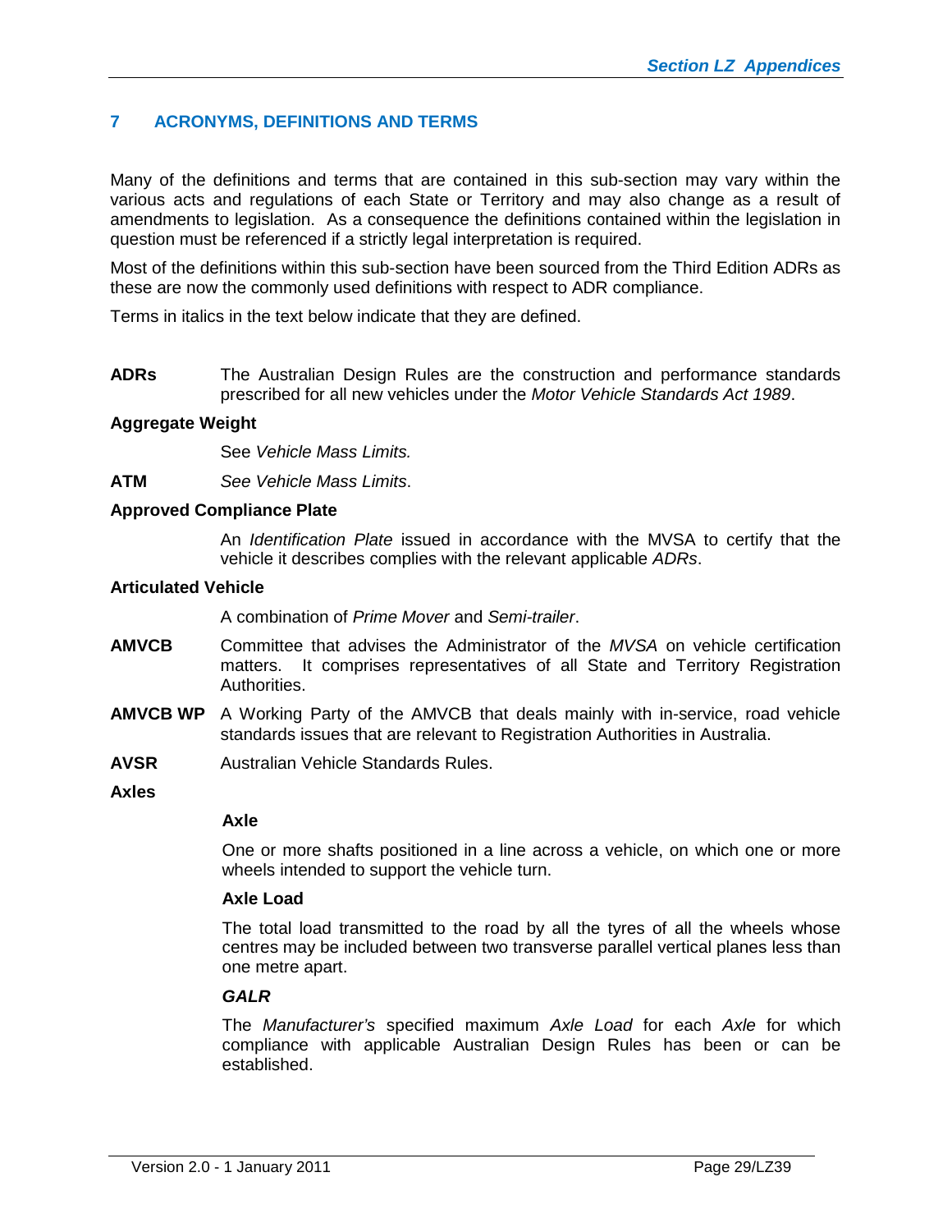## 7 ACRONYMS, DEFINITIONS AND TERMS

Many of the definitions and terms that are contained in this sub-section may vary within the various acts and regulations of each State or Territory and may also change as a result of amendments to legislation. As a consequence the definitions contained within the legislation in question must be referenced if a strictly legal interpretation is required.

Most of the definitions within this sub-section have been sourced from the Third Edition ADRs as these are now the commonly used definitions with respect to ADR compliance.

Terms in italics in the text below indicate that they are defined.

**ADRs** The Australian Design Rules are the construction and performance standards prescribed for all new vehicles under the *Motor Vehicle Standards Act 1989*.

**Aggregate Weight**

See *Vehicle Mass Limits.*

**ATM** *See Vehicle Mass Limits*.

**Approved Compliance Plate**

An *Identification Plate* issued in accordance with the MVSA to certify that the vehicle it describes complies with the relevant applicable *ADRs*.

**Articulated Vehicle**

A combination of *Prime Mover* and *Semi-trailer*.

**AMVCB** Committee that advises the Administrator of the *MVSA* on vehicle certification matters. It comprises representatives of all State and Territory Registration Authorities.

**AMVCB WP** A Working Party of the AMVCB that deals mainly with in-service, road vehicle standards issues that are relevant to Registration Authorities in Australia.

**AVSR** Australian Vehicle Standards Rules.

**Axles**

**Axle**

One or more shafts positioned in a line across a vehicle, on which one or more wheels intended to support the vehicle turn.

**Axle Load**

The total load transmitted to the road by all the tyres of all the wheels whose centres may be included between two transverse parallel vertical planes less than one metre apart.

***GALR***

The *Manufacturer's* specified maximum *Axle Load* for each *Axle* for which compliance with applicable Australian Design Rules has been or can be established.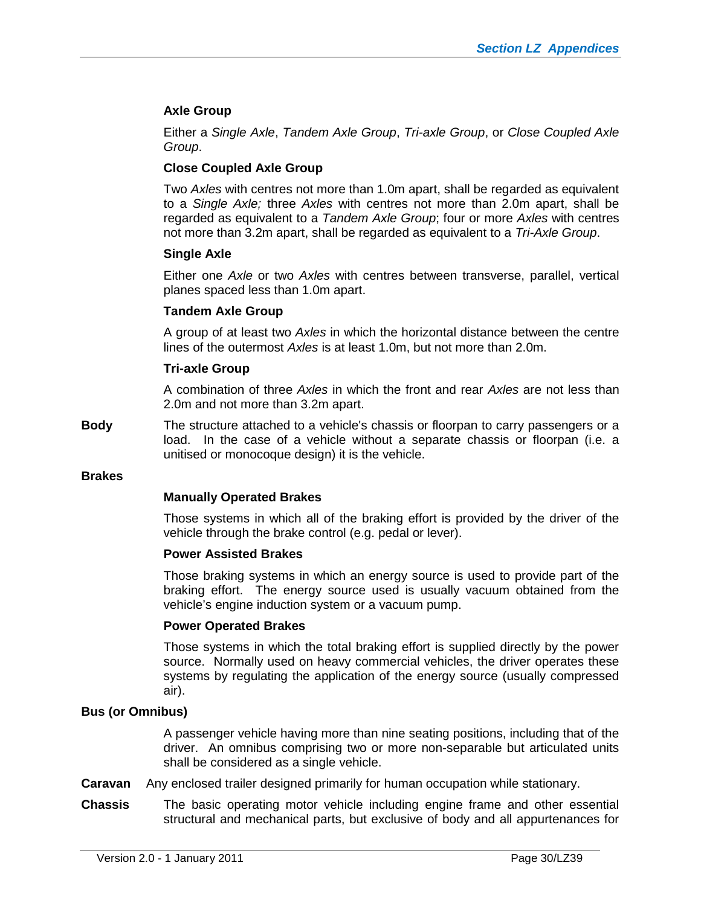**Axle Group**

Either a *Single Axle*, *Tandem Axle Group*, *Tri-axle Group*, or *Close Coupled Axle Group*.

**Close Coupled Axle Group**

Two *Axles* with centres not more than 1.0m apart, shall be regarded as equivalent to a *Single Axle;* three *Axles* with centres not more than 2.0m apart, shall be regarded as equivalent to a *Tandem Axle Group*; four or more *Axles* with centres not more than 3.2m apart, shall be regarded as equivalent to a *Tri-Axle Group*.

**Single Axle**

Either one *Axle* or two *Axles* with centres between transverse, parallel, vertical planes spaced less than 1.0m apart.

**Tandem Axle Group**

A group of at least two *Axles* in which the horizontal distance between the centre lines of the outermost *Axles* is at least 1.0m, but not more than 2.0m.

**Tri-axle Group**

A combination of three *Axles* in which the front and rear *Axles* are not less than 2.0m and not more than 3.2m apart.

**Body** The structure attached to a vehicle's chassis or floorpan to carry passengers or a load. In the case of a vehicle without a separate chassis or floorpan (i.e. a unitised or monocoque design) it is the vehicle.

**Brakes**

**Manually Operated Brakes**

Those systems in which all of the braking effort is provided by the driver of the vehicle through the brake control (e.g. pedal or lever).

**Power Assisted Brakes**

Those braking systems in which an energy source is used to provide part of the braking effort. The energy source used is usually vacuum obtained from the vehicle's engine induction system or a vacuum pump.

**Power Operated Brakes**

Those systems in which the total braking effort is supplied directly by the power source. Normally used on heavy commercial vehicles, the driver operates these systems by regulating the application of the energy source (usually compressed air).

**Bus (or Omnibus)**

A passenger vehicle having more than nine seating positions, including that of the driver. An omnibus comprising two or more non-separable but articulated units shall be considered as a single vehicle.

**Caravan** Any enclosed trailer designed primarily for human occupation while stationary.

**Chassis** The basic operating motor vehicle including engine frame and other essential structural and mechanical parts, but exclusive of body and all appurtenances for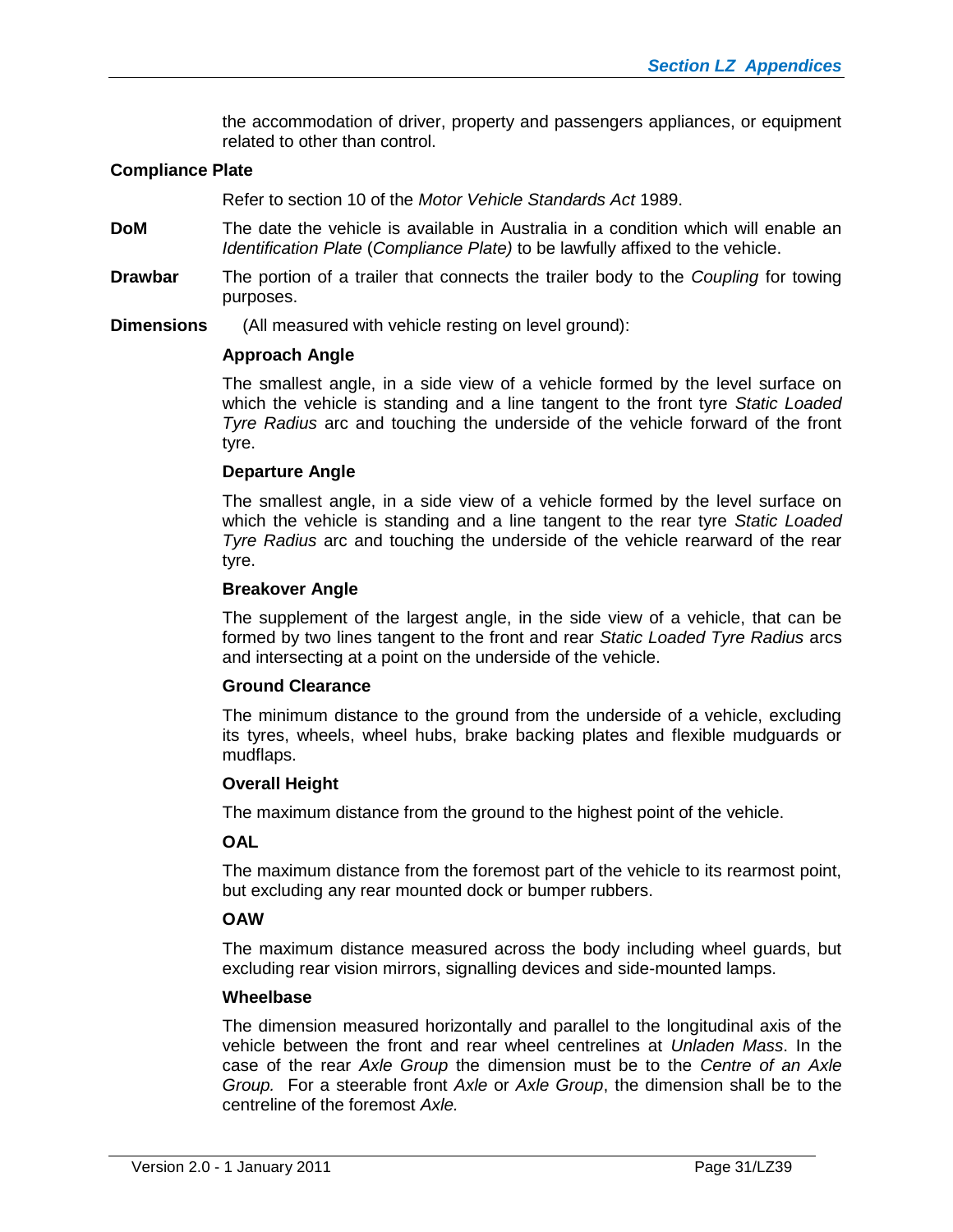the accommodation of driver, property and passengers appliances, or equipment related to other than control.

**Compliance Plate**

Refer to section 10 of the *Motor Vehicle Standards Act* 1989.

**DoM** The date the vehicle is available in Australia in a condition which will enable an *Identification Plate* (*Compliance Plate)* to be lawfully affixed to the vehicle.

**Drawbar** The portion of a trailer that connects the trailer body to the *Coupling* for towing purposes.

**Dimensions** (All measured with vehicle resting on level ground):

**Approach Angle**

The smallest angle, in a side view of a vehicle formed by the level surface on which the vehicle is standing and a line tangent to the front tyre *Static Loaded Tyre Radius* arc and touching the underside of the vehicle forward of the front tyre.

**Departure Angle**

The smallest angle, in a side view of a vehicle formed by the level surface on which the vehicle is standing and a line tangent to the rear tyre *Static Loaded Tyre Radius* arc and touching the underside of the vehicle rearward of the rear tyre.

**Breakover Angle**

The supplement of the largest angle, in the side view of a vehicle, that can be formed by two lines tangent to the front and rear *Static Loaded Tyre Radius* arcs and intersecting at a point on the underside of the vehicle.

**Ground Clearance**

The minimum distance to the ground from the underside of a vehicle, excluding its tyres, wheels, wheel hubs, brake backing plates and flexible mudguards or mudflaps.

**Overall Height**

The maximum distance from the ground to the highest point of the vehicle.

**OAL**

The maximum distance from the foremost part of the vehicle to its rearmost point, but excluding any rear mounted dock or bumper rubbers.

**OAW**

The maximum distance measured across the body including wheel guards, but excluding rear vision mirrors, signalling devices and side-mounted lamps.

**Wheelbase**

The dimension measured horizontally and parallel to the longitudinal axis of the vehicle between the front and rear wheel centrelines at *Unladen Mass*. In the case of the rear *Axle Group* the dimension must be to the *Centre of an Axle Group.* For a steerable front *Axle* or *Axle Group*, the dimension shall be to the centreline of the foremost *Axle.*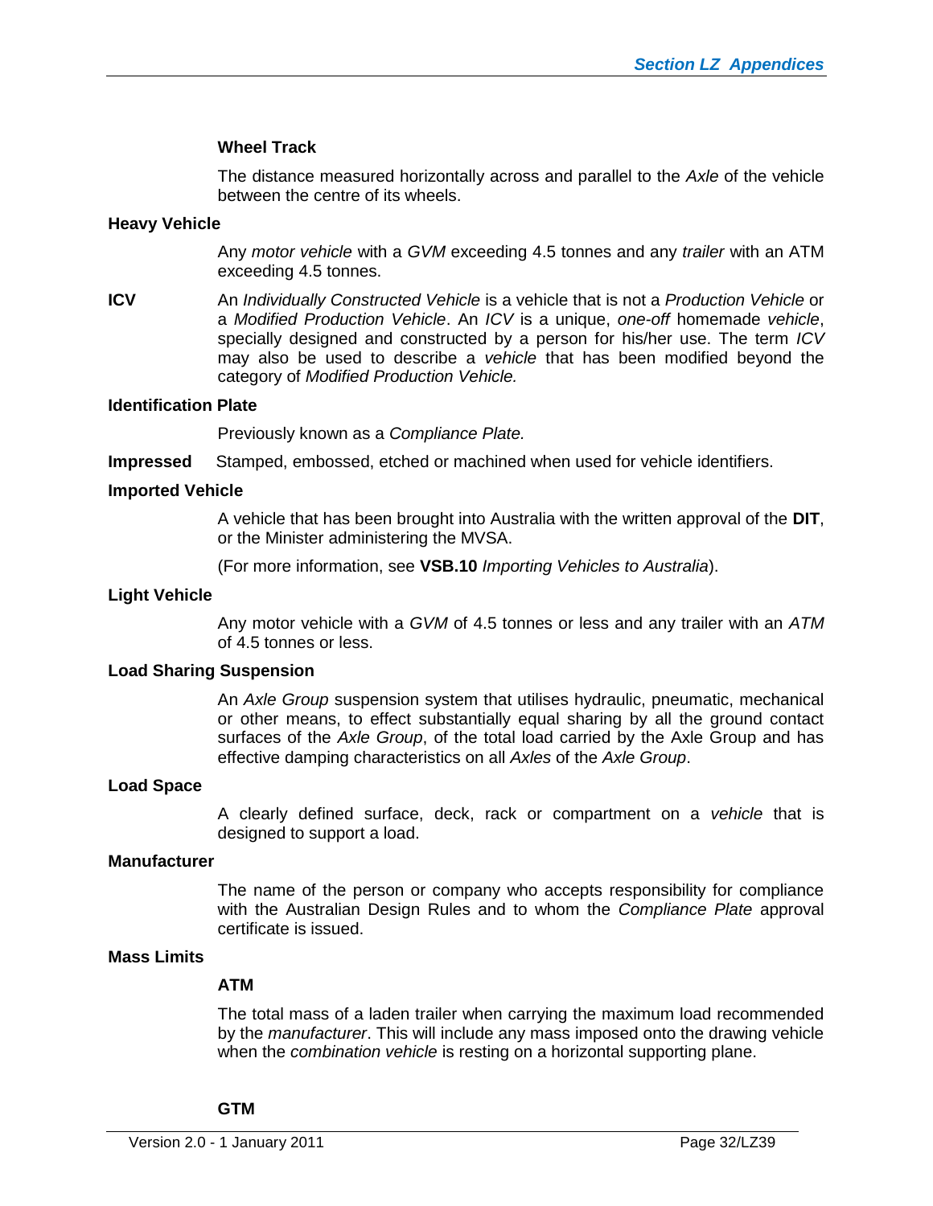**Wheel Track**

The distance measured horizontally across and parallel to the *Axle* of the vehicle between the centre of its wheels.

**Heavy Vehicle**

Any *motor vehicle* with a *GVM* exceeding 4.5 tonnes and any *trailer* with an ATM exceeding 4.5 tonnes.

**ICV** An *Individually Constructed Vehicle* is a vehicle that is not a *Production Vehicle* or a *Modified Production Vehicle*. An *ICV* is a unique, *one-off* homemade *vehicle*, specially designed and constructed by a person for his/her use. The term *ICV* may also be used to describe a *vehicle* that has been modified beyond the category of *Modified Production Vehicle.*

**Identification Plate**

Previously known as a *Compliance Plate.*

**Impressed** Stamped, embossed, etched or machined when used for vehicle identifiers.

**Imported Vehicle**

A vehicle that has been brought into Australia with the written approval of the **DIT**, or the Minister administering the MVSA.

(For more information, see **VSB.10** *Importing Vehicles to Australia*).

**Light Vehicle**

Any motor vehicle with a *GVM* of 4.5 tonnes or less and any trailer with an *ATM* of 4.5 tonnes or less.

**Load Sharing Suspension**

An *Axle Group* suspension system that utilises hydraulic, pneumatic, mechanical or other means, to effect substantially equal sharing by all the ground contact surfaces of the *Axle Group*, of the total load carried by the Axle Group and has effective damping characteristics on all *Axles* of the *Axle Group*.

**Load Space**

A clearly defined surface, deck, rack or compartment on a *vehicle* that is designed to support a load.

**Manufacturer**

The name of the person or company who accepts responsibility for compliance with the Australian Design Rules and to whom the *Compliance Plate* approval certificate is issued.

**Mass Limits**

**ATM**

The total mass of a laden trailer when carrying the maximum load recommended by the *manufacturer*. This will include any mass imposed onto the drawing vehicle when the *combination vehicle* is resting on a horizontal supporting plane.

**GTM**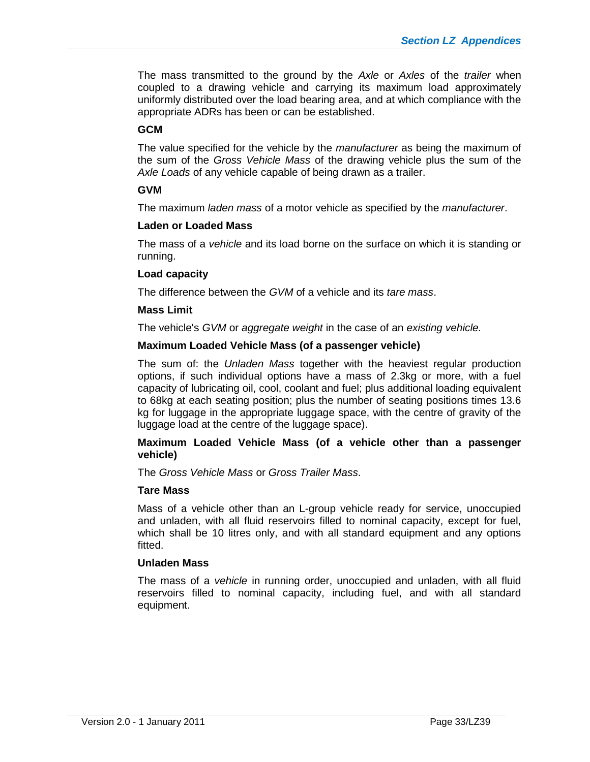The mass transmitted to the ground by the *Axle* or *Axles* of the *trailer* when coupled to a drawing vehicle and carrying its maximum load approximately uniformly distributed over the load bearing area, and at which compliance with the appropriate ADRs has been or can be established.

**GCM**

The value specified for the vehicle by the *manufacturer* as being the maximum of the sum of the *Gross Vehicle Mass* of the drawing vehicle plus the sum of the *Axle Loads* of any vehicle capable of being drawn as a trailer.

**GVM**

The maximum *laden mass* of a motor vehicle as specified by the *manufacturer*.

**Laden or Loaded Mass**

The mass of a *vehicle* and its load borne on the surface on which it is standing or running.

**Load capacity**

The difference between the *GVM* of a vehicle and its *tare mass*.

**Mass Limit**

The vehicle's *GVM* or *aggregate weight* in the case of an *existing vehicle.*

**Maximum Loaded Vehicle Mass (of a passenger vehicle)**

The sum of: the *Unladen Mass* together with the heaviest regular production options, if such individual options have a mass of 2.3kg or more, with a fuel capacity of lubricating oil, cool, coolant and fuel; plus additional loading equivalent to 68kg at each seating position; plus the number of seating positions times 13.6 kg for luggage in the appropriate luggage space, with the centre of gravity of the luggage load at the centre of the luggage space).

**Maximum Loaded Vehicle Mass (of a vehicle other than a passenger vehicle)**

The *Gross Vehicle Mass* or *Gross Trailer Mass*.

**Tare Mass**

Mass of a vehicle other than an L-group vehicle ready for service, unoccupied and unladen, with all fluid reservoirs filled to nominal capacity, except for fuel, which shall be 10 litres only, and with all standard equipment and any options fitted.

**Unladen Mass**

The mass of a *vehicle* in running order, unoccupied and unladen, with all fluid reservoirs filled to nominal capacity, including fuel, and with all standard equipment.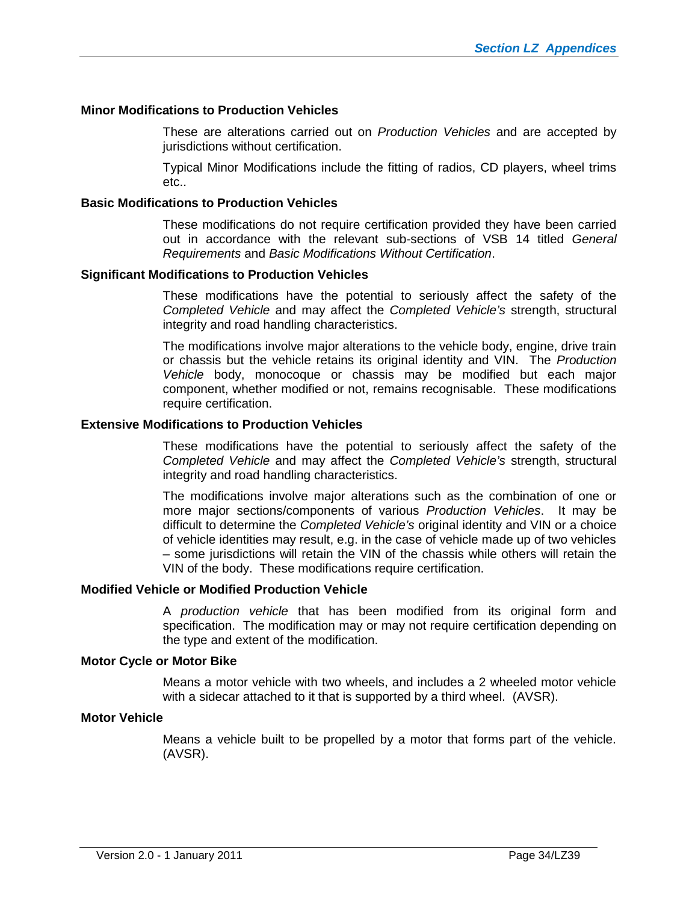**Minor Modifications to Production Vehicles**

These are alterations carried out on *Production Vehicles* and are accepted by jurisdictions without certification.

Typical Minor Modifications include the fitting of radios, CD players, wheel trims etc..

**Basic Modifications to Production Vehicles**

These modifications do not require certification provided they have been carried out in accordance with the relevant sub-sections of VSB 14 titled *General Requirements* and *Basic Modifications Without Certification*.

**Significant Modifications to Production Vehicles**

These modifications have the potential to seriously affect the safety of the *Completed Vehicle* and may affect the *Completed Vehicle's* strength, structural integrity and road handling characteristics.

The modifications involve major alterations to the vehicle body, engine, drive train or chassis but the vehicle retains its original identity and VIN. The *Production Vehicle* body, monocoque or chassis may be modified but each major component, whether modified or not, remains recognisable. These modifications require certification.

**Extensive Modifications to Production Vehicles**

These modifications have the potential to seriously affect the safety of the *Completed Vehicle* and may affect the *Completed Vehicle's* strength, structural integrity and road handling characteristics.

The modifications involve major alterations such as the combination of one or more major sections/components of various *Production Vehicles*. It may be difficult to determine the *Completed Vehicle's* original identity and VIN or a choice of vehicle identities may result, e.g. in the case of vehicle made up of two vehicles – some jurisdictions will retain the VIN of the chassis while others will retain the VIN of the body. These modifications require certification.

**Modified Vehicle or Modified Production Vehicle**

A *production vehicle* that has been modified from its original form and specification. The modification may or may not require certification depending on the type and extent of the modification.

**Motor Cycle or Motor Bike**

Means a motor vehicle with two wheels, and includes a 2 wheeled motor vehicle with a sidecar attached to it that is supported by a third wheel. (AVSR).

**Motor Vehicle**

Means a vehicle built to be propelled by a motor that forms part of the vehicle. (AVSR).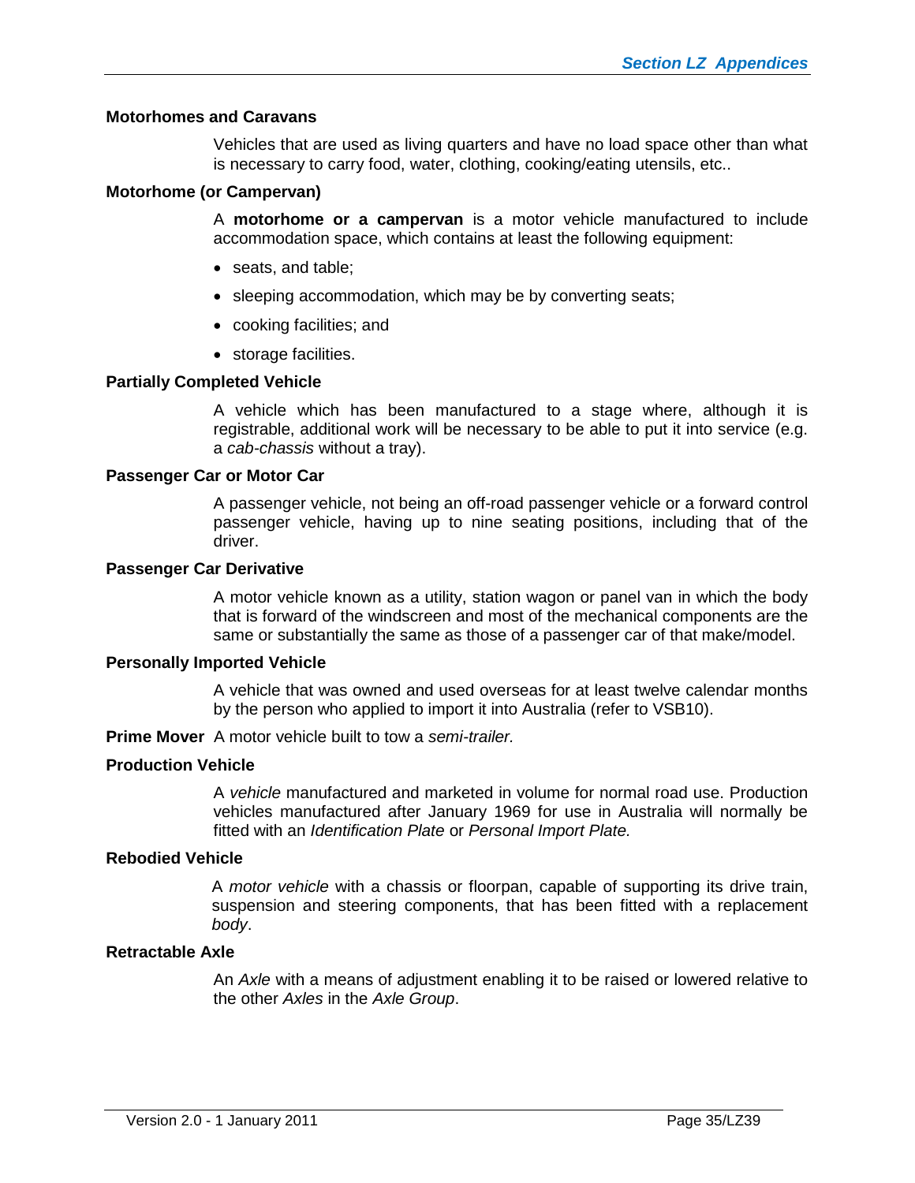**Motorhomes and Caravans**

Vehicles that are used as living quarters and have no load space other than what is necessary to carry food, water, clothing, cooking/eating utensils, etc..

**Motorhome (or Campervan)**

A **motorhome or a campervan** is a motor vehicle manufactured to include accommodation space, which contains at least the following equipment:

- seats, and table;
- sleeping accommodation, which may be by converting seats;
- cooking facilities; and
- storage facilities.

**Partially Completed Vehicle**

A vehicle which has been manufactured to a stage where, although it is registrable, additional work will be necessary to be able to put it into service (e.g. a *cab-chassis* without a tray).

**Passenger Car or Motor Car**

A passenger vehicle, not being an off-road passenger vehicle or a forward control passenger vehicle, having up to nine seating positions, including that of the driver.

**Passenger Car Derivative**

A motor vehicle known as a utility, station wagon or panel van in which the body that is forward of the windscreen and most of the mechanical components are the same or substantially the same as those of a passenger car of that make/model.

**Personally Imported Vehicle**

A vehicle that was owned and used overseas for at least twelve calendar months by the person who applied to import it into Australia (refer to VSB10).

**Prime Mover** A motor vehicle built to tow a *semi-trailer.*

**Production Vehicle**

A *vehicle* manufactured and marketed in volume for normal road use. Production vehicles manufactured after January 1969 for use in Australia will normally be fitted with an *Identification Plate* or *Personal Import Plate.*

**Rebodied Vehicle**

A *motor vehicle* with a chassis or floorpan, capable of supporting its drive train, suspension and steering components, that has been fitted with a replacement *body*.

**Retractable Axle**

An *Axle* with a means of adjustment enabling it to be raised or lowered relative to the other *Axles* in the *Axle Group*.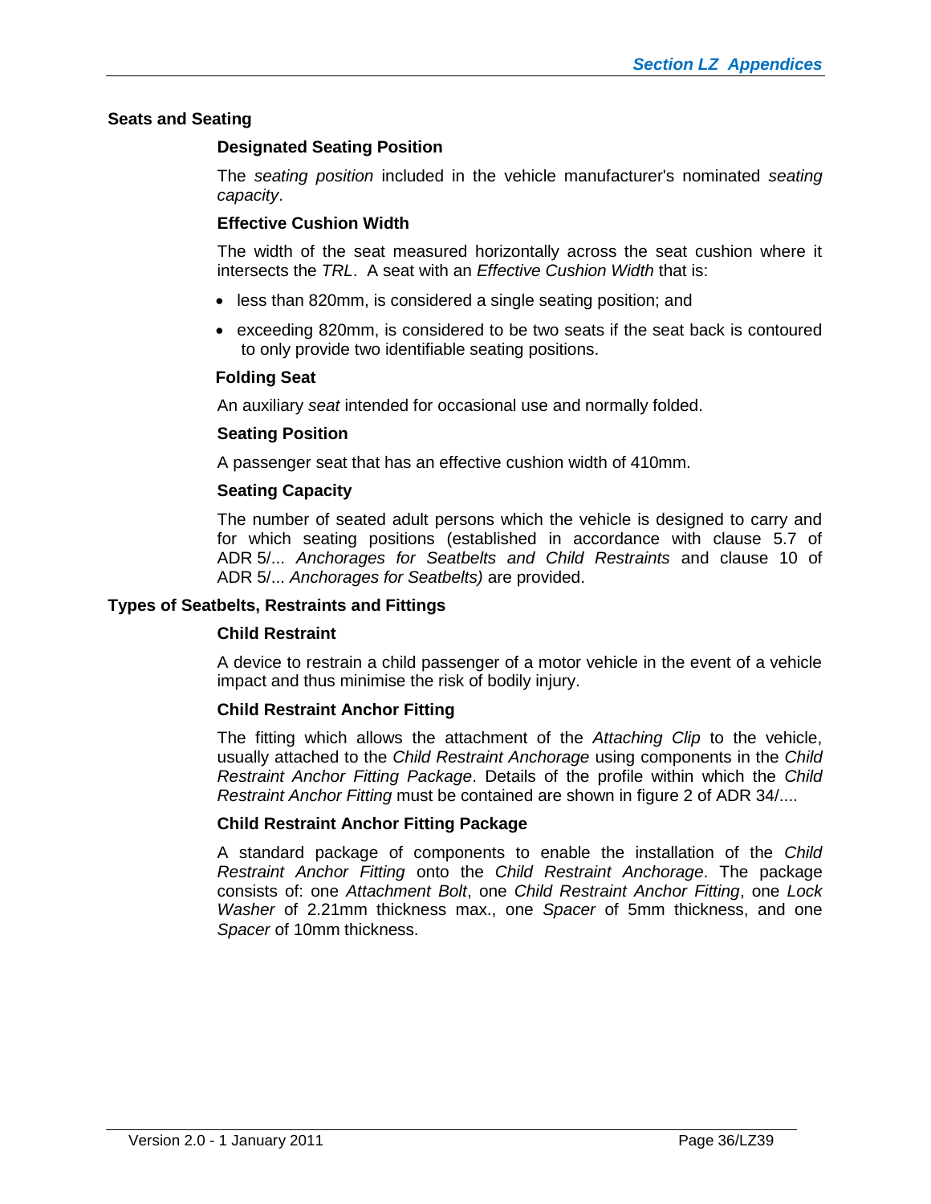## Seats and Seating

### Designated Seating Position

The *seating position* included in the vehicle manufacturer's nominated *seating capacity*.

### Effective Cushion Width

The width of the seat measured horizontally across the seat cushion where it intersects the *TRL*. A seat with an *Effective Cushion Width* that is:

- less than 820mm, is considered a single seating position; and
- exceeding 820mm, is considered to be two seats if the seat back is contoured to only provide two identifiable seating positions.

### Folding Seat

An auxiliary *seat* intended for occasional use and normally folded.

### Seating Position

A passenger seat that has an effective cushion width of 410mm.

### Seating Capacity

The number of seated adult persons which the vehicle is designed to carry and for which seating positions (established in accordance with clause 5.7 of ADR 5/... *Anchorages for Seatbelts and Child Restraints* and clause 10 of ADR 5/... *Anchorages for Seatbelts)* are provided.

## Types of Seatbelts, Restraints and Fittings

### Child Restraint

A device to restrain a child passenger of a motor vehicle in the event of a vehicle impact and thus minimise the risk of bodily injury.

### Child Restraint Anchor Fitting

The fitting which allows the attachment of the *Attaching Clip* to the vehicle, usually attached to the *Child Restraint Anchorage* using components in the *Child Restraint Anchor Fitting Package*. Details of the profile within which the *Child Restraint Anchor Fitting* must be contained are shown in figure 2 of ADR 34/....

### Child Restraint Anchor Fitting Package

A standard package of components to enable the installation of the *Child Restraint Anchor Fitting* onto the *Child Restraint Anchorage*. The package consists of: one *Attachment Bolt*, one *Child Restraint Anchor Fitting*, one *Lock Washer* of 2.21mm thickness max., one *Spacer* of 5mm thickness, and one *Spacer* of 10mm thickness.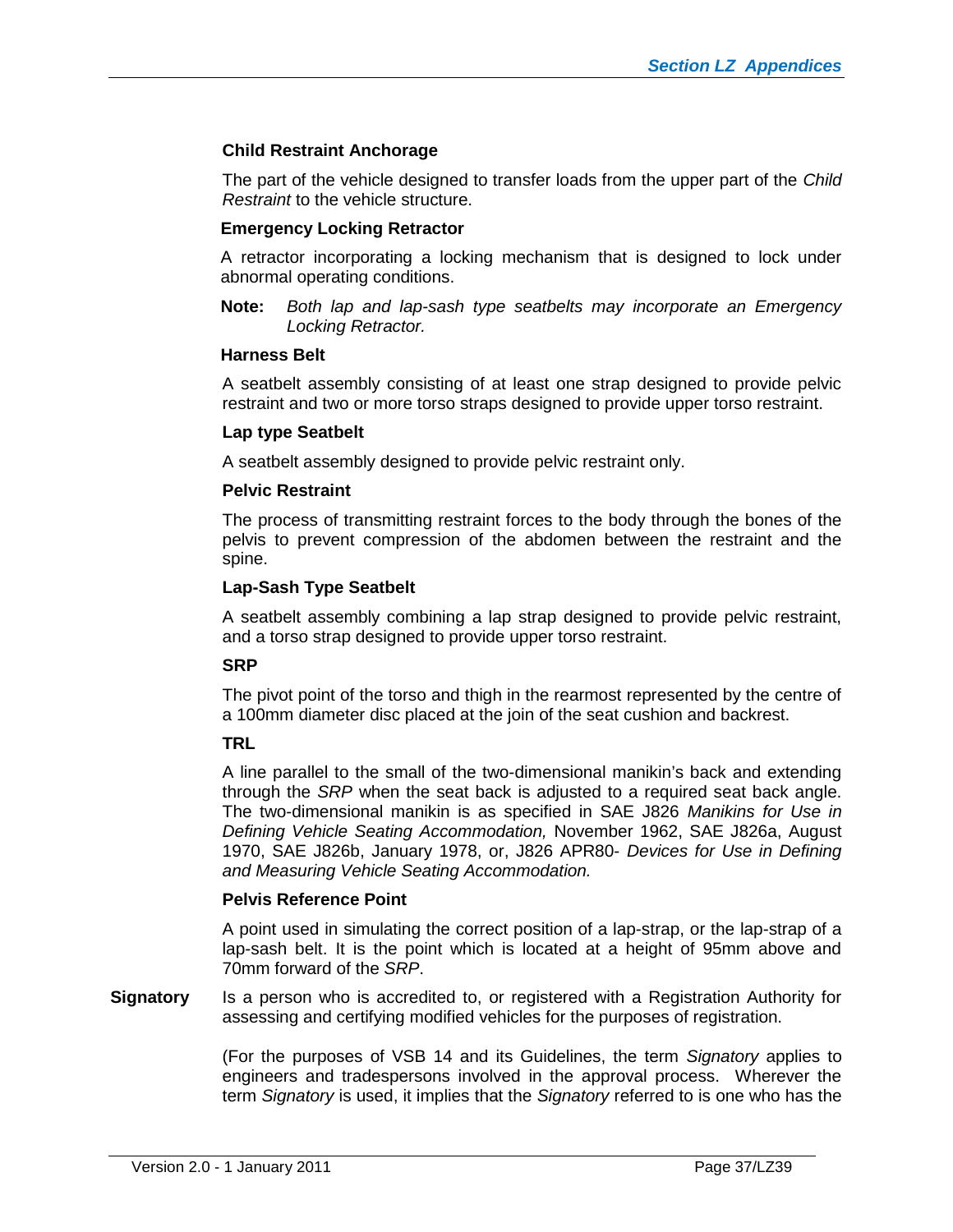**Child Restraint Anchorage**

The part of the vehicle designed to transfer loads from the upper part of the *Child Restraint* to the vehicle structure.

**Emergency Locking Retractor**

A retractor incorporating a locking mechanism that is designed to lock under abnormal operating conditions.

**Note:** *Both lap and lap-sash type seatbelts may incorporate an Emergency Locking Retractor.*

**Harness Belt**

A seatbelt assembly consisting of at least one strap designed to provide pelvic restraint and two or more torso straps designed to provide upper torso restraint.

**Lap type Seatbelt**

A seatbelt assembly designed to provide pelvic restraint only.

**Pelvic Restraint**

The process of transmitting restraint forces to the body through the bones of the pelvis to prevent compression of the abdomen between the restraint and the spine.

**Lap-Sash Type Seatbelt**

A seatbelt assembly combining a lap strap designed to provide pelvic restraint, and a torso strap designed to provide upper torso restraint.

**SRP**

The pivot point of the torso and thigh in the rearmost represented by the centre of a 100mm diameter disc placed at the join of the seat cushion and backrest.

**TRL**

A line parallel to the small of the two-dimensional manikin's back and extending through the *SRP* when the seat back is adjusted to a required seat back angle. The two-dimensional manikin is as specified in SAE J826 *Manikins for Use in Defining Vehicle Seating Accommodation,* November 1962, SAE J826a, August 1970, SAE J826b, January 1978, or, J826 APR80- *Devices for Use in Defining and Measuring Vehicle Seating Accommodation.*

**Pelvis Reference Point**

A point used in simulating the correct position of a lap-strap, or the lap-strap of a lap-sash belt. It is the point which is located at a height of 95mm above and 70mm forward of the *SRP*.

**Signatory** Is a person who is accredited to, or registered with a Registration Authority for assessing and certifying modified vehicles for the purposes of registration.

(For the purposes of VSB 14 and its Guidelines, the term *Signatory* applies to engineers and tradespersons involved in the approval process. Wherever the term *Signatory* is used, it implies that the *Signatory* referred to is one who has the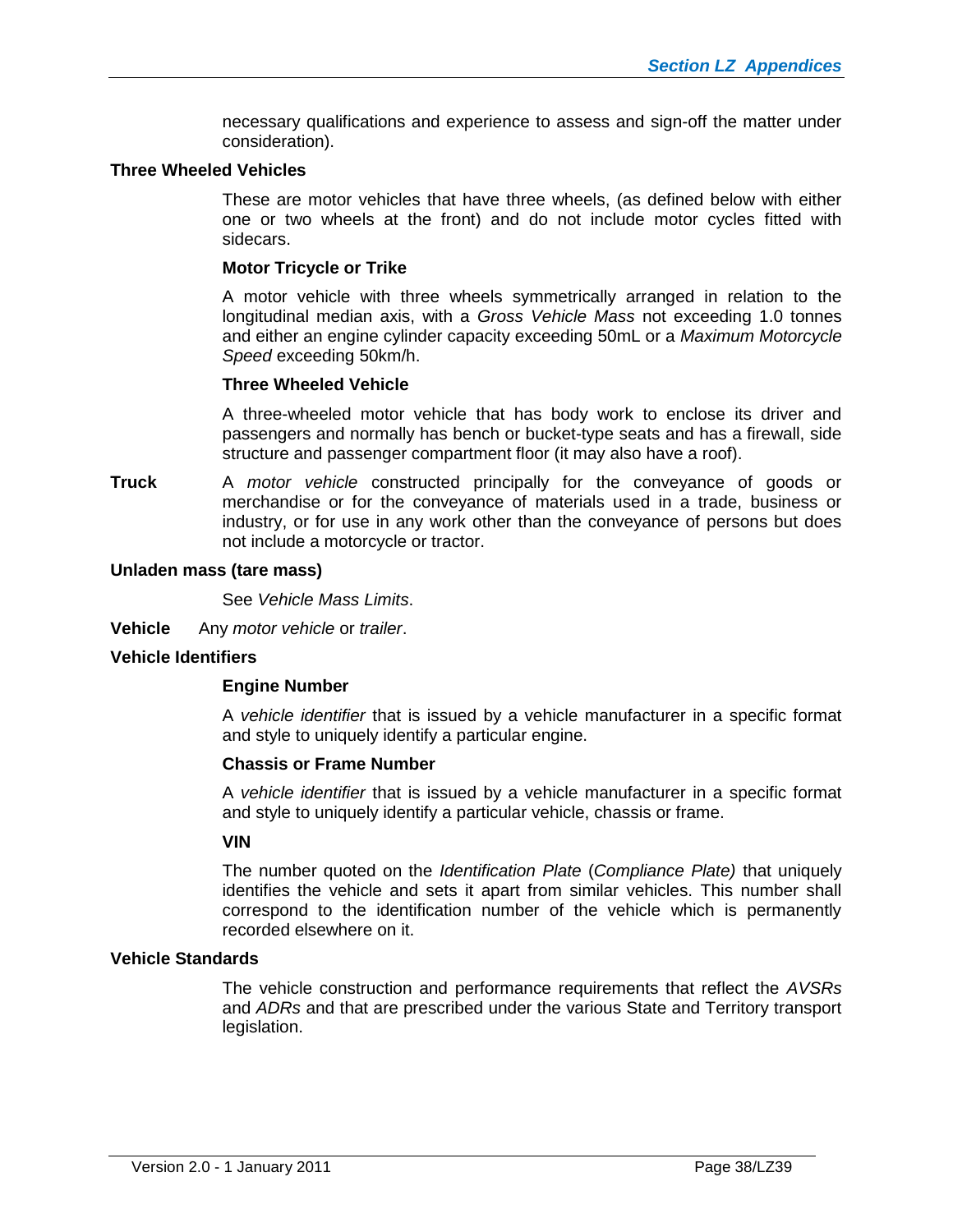necessary qualifications and experience to assess and sign-off the matter under consideration).

**Three Wheeled Vehicles**

These are motor vehicles that have three wheels, (as defined below with either one or two wheels at the front) and do not include motor cycles fitted with sidecars.

**Motor Tricycle or Trike**

A motor vehicle with three wheels symmetrically arranged in relation to the longitudinal median axis, with a *Gross Vehicle Mass* not exceeding 1.0 tonnes and either an engine cylinder capacity exceeding 50mL or a *Maximum Motorcycle Speed* exceeding 50km/h.

**Three Wheeled Vehicle**

A three-wheeled motor vehicle that has body work to enclose its driver and passengers and normally has bench or bucket-type seats and has a firewall, side structure and passenger compartment floor (it may also have a roof).

**Truck** A *motor vehicle* constructed principally for the conveyance of goods or merchandise or for the conveyance of materials used in a trade, business or industry, or for use in any work other than the conveyance of persons but does not include a motorcycle or tractor.

**Unladen mass (tare mass)**

See *Vehicle Mass Limits*.

**Vehicle** Any *motor vehicle* or *trailer*.

**Vehicle Identifiers**

**Engine Number**

A *vehicle identifier* that is issued by a vehicle manufacturer in a specific format and style to uniquely identify a particular engine.

**Chassis or Frame Number**

A *vehicle identifier* that is issued by a vehicle manufacturer in a specific format and style to uniquely identify a particular vehicle, chassis or frame.

**VIN**

The number quoted on the *Identification Plate* (*Compliance Plate)* that uniquely identifies the vehicle and sets it apart from similar vehicles. This number shall correspond to the identification number of the vehicle which is permanently recorded elsewhere on it.

**Vehicle Standards**

The vehicle construction and performance requirements that reflect the *AVSRs* and *ADRs* and that are prescribed under the various State and Territory transport legislation.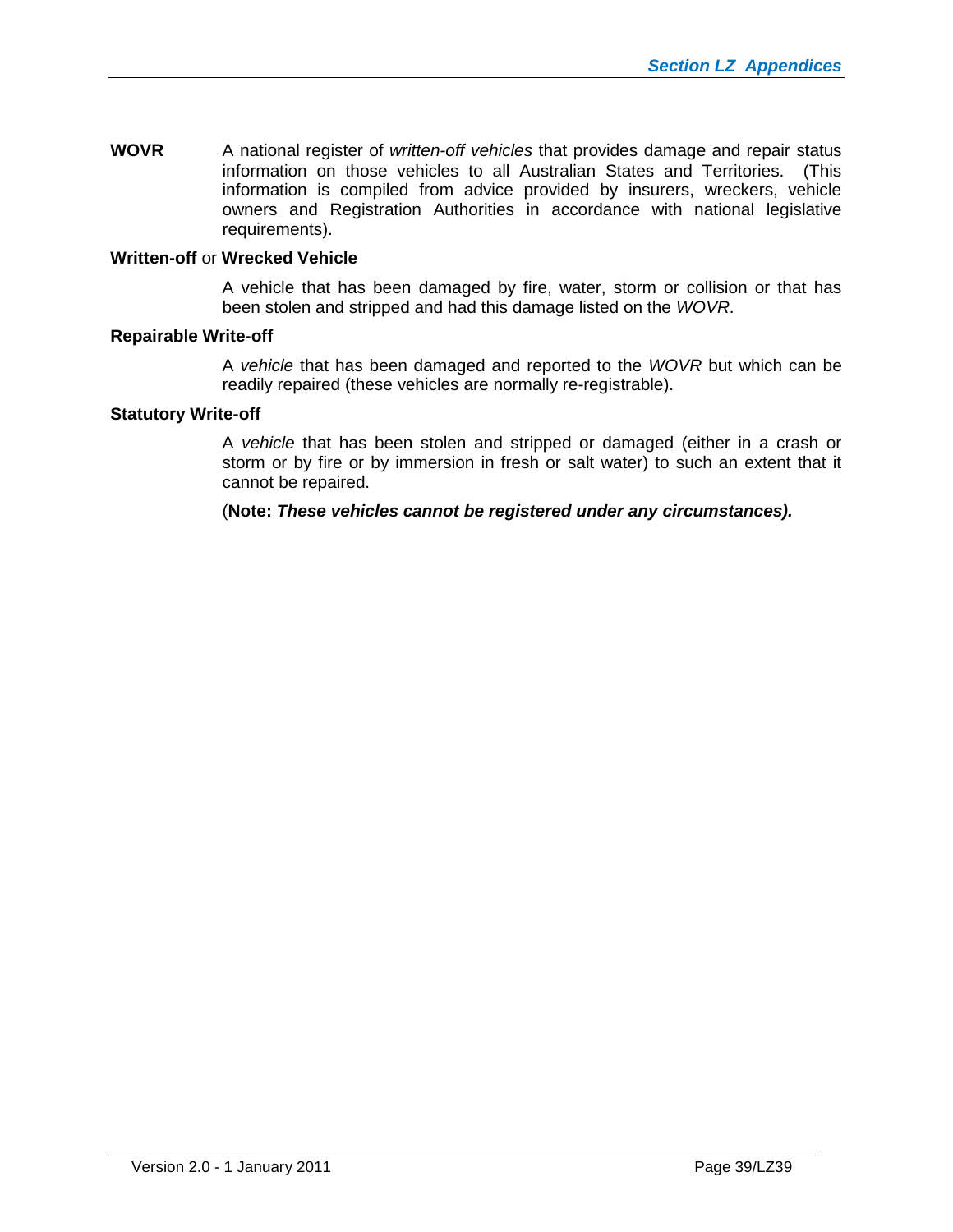**WOVR** A national register of *written-off vehicles* that provides damage and repair status information on those vehicles to all Australian States and Territories. (This information is compiled from advice provided by insurers, wreckers, vehicle owners and Registration Authorities in accordance with national legislative requirements).

**Written-off** or **Wrecked Vehicle**

A vehicle that has been damaged by fire, water, storm or collision or that has been stolen and stripped and had this damage listed on the *WOVR*.

**Repairable Write-off**

A *vehicle* that has been damaged and reported to the *WOVR* but which can be readily repaired (these vehicles are normally re-registrable).

**Statutory Write-off**

A *vehicle* that has been stolen and stripped or damaged (either in a crash or storm or by fire or by immersion in fresh or salt water) to such an extent that it cannot be repaired.

(**Note:** ***These vehicles cannot be registered under any circumstances).***